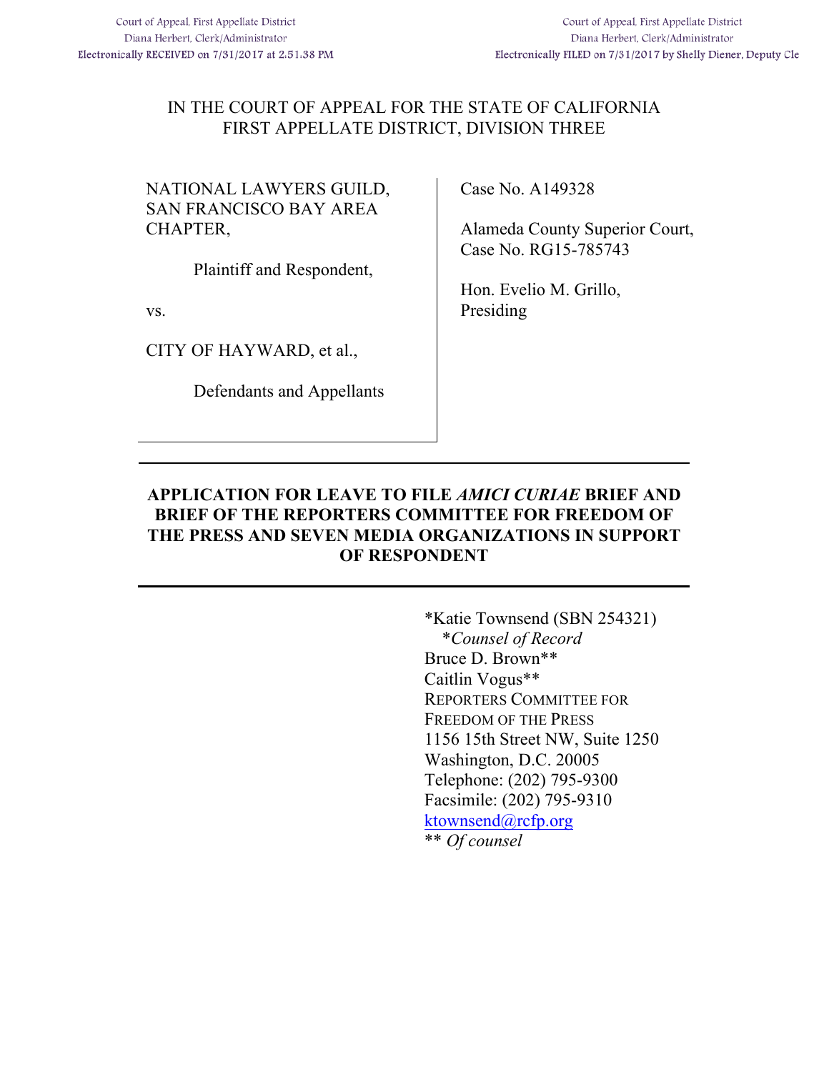Court of Appeal, First Appellate District
Diana Herbert, Clerk/Administrator
Electronically RECEIVED on 7/31/2017 at 2:51:38 PM

Court of Appeal, First Appellate District
Diana Herbert, Clerk/Administrator
Electronically FILED on 7/31/2017 by Shelly Diener, Deputy Cle

IN THE COURT OF APPEAL FOR THE STATE OF CALIFORNIA
FIRST APPELLATE DISTRICT, DIVISION THREE

NATIONAL LAWYERS GUILD, SAN FRANCISCO BAY AREA CHAPTER,

Plaintiff and Respondent,

vs.

CITY OF HAYWARD, et al.,

Defendants and Appellants

Case No. A149328

Alameda County Superior Court, Case No. RG15-785743

Hon. Evelio M. Grillo, Presiding

## APPLICATION FOR LEAVE TO FILE *AMICI CURIAE* BRIEF AND BRIEF OF THE REPORTERS COMMITTEE FOR FREEDOM OF THE PRESS AND SEVEN MEDIA ORGANIZATIONS IN SUPPORT OF RESPONDENT

*Katie Townsend (SBN 254321)
*\*Counsel of Record*
Bruce D. Brown**
Caitlin Vogus**
REPORTERS COMMITTEE FOR FREEDOM OF THE PRESS
1156 15th Street NW, Suite 1250
Washington, D.C. 20005
Telephone: (202) 795-9300
Facsimile: (202) 795-9310
ktownsend@rcfp.org
\** *Of counsel*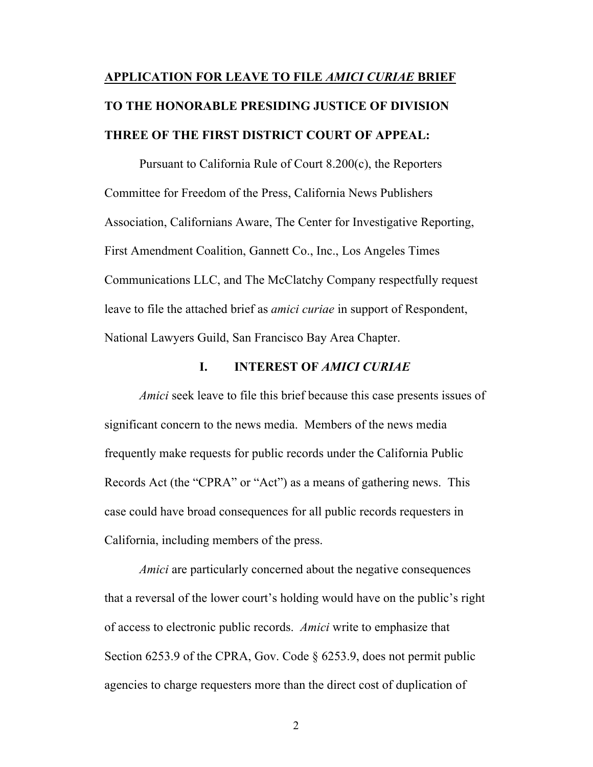## <u>APPLICATION FOR LEAVE TO FILE *AMICI CURIAE* BRIEF</u>

**TO THE HONORABLE PRESIDING JUSTICE OF DIVISION THREE OF THE FIRST DISTRICT COURT OF APPEAL:**

Pursuant to California Rule of Court 8.200(c), the Reporters Committee for Freedom of the Press, California News Publishers Association, Californians Aware, The Center for Investigative Reporting, First Amendment Coalition, Gannett Co., Inc., Los Angeles Times Communications LLC, and The McClatchy Company respectfully request leave to file the attached brief as *amici curiae* in support of Respondent, National Lawyers Guild, San Francisco Bay Area Chapter.

### I. INTEREST OF *AMICI CURIAE*

*Amici* seek leave to file this brief because this case presents issues of significant concern to the news media. Members of the news media frequently make requests for public records under the California Public Records Act (the "CPRA" or "Act") as a means of gathering news. This case could have broad consequences for all public records requesters in California, including members of the press.

*Amici* are particularly concerned about the negative consequences that a reversal of the lower court's holding would have on the public's right of access to electronic public records. *Amici* write to emphasize that Section 6253.9 of the CPRA, Gov. Code § 6253.9, does not permit public agencies to charge requesters more than the direct cost of duplication of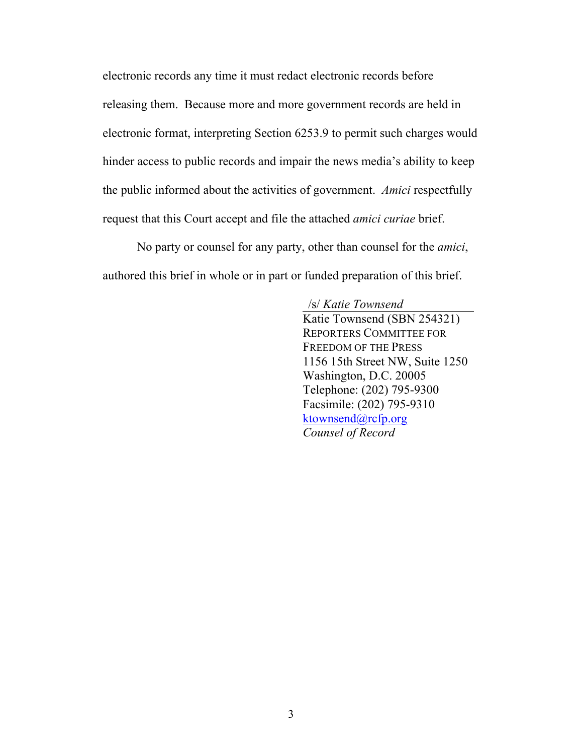electronic records any time it must redact electronic records before releasing them. Because more and more government records are held in electronic format, interpreting Section 6253.9 to permit such charges would hinder access to public records and impair the news media's ability to keep the public informed about the activities of government. *Amici* respectfully request that this Court accept and file the attached *amici curiae* brief.

No party or counsel for any party, other than counsel for the *amici*, authored this brief in whole or in part or funded preparation of this brief.

/s/ *Katie Townsend*
Katie Townsend (SBN 254321)
REPORTERS COMMITTEE FOR FREEDOM OF THE PRESS
1156 15th Street NW, Suite 1250
Washington, D.C. 20005
Telephone: (202) 795-9300
Facsimile: (202) 795-9310
ktownsend@rcfp.org
*Counsel of Record*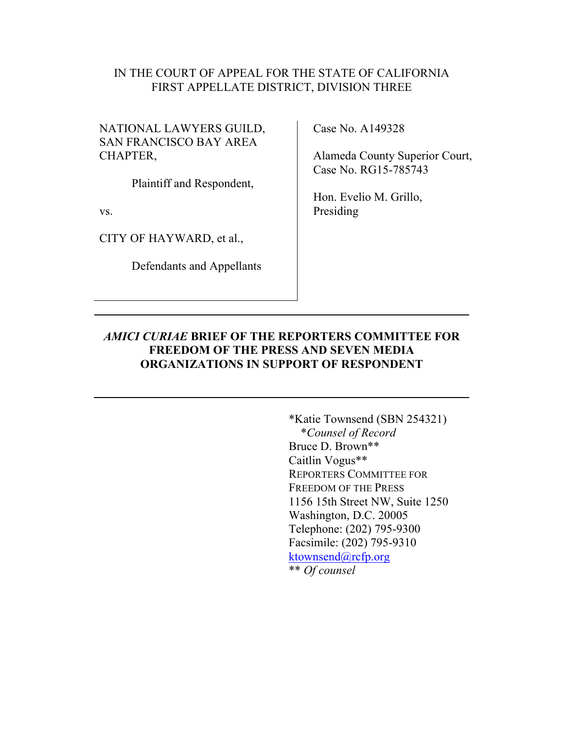IN THE COURT OF APPEAL FOR THE STATE OF CALIFORNIA
FIRST APPELLATE DISTRICT, DIVISION THREE

| | |
|---|---|
| NATIONAL LAWYERS GUILD, SAN FRANCISCO BAY AREA CHAPTER,<br><br>Plaintiff and Respondent,<br><br>vs.<br><br>CITY OF HAYWARD, et al.,<br><br>Defendants and Appellants | Case No. A149328<br><br>Alameda County Superior Court, Case No. RG15-785743<br><br>Hon. Evelio M. Grillo, Presiding |

---

**_AMICI CURIAE_ BRIEF OF THE REPORTERS COMMITTEE FOR FREEDOM OF THE PRESS AND SEVEN MEDIA ORGANIZATIONS IN SUPPORT OF RESPONDENT**

---

*Katie Townsend (SBN 254321)
*_Counsel of Record_
Bruce D. Brown**
Caitlin Vogus**
REPORTERS COMMITTEE FOR FREEDOM OF THE PRESS
1156 15th Street NW, Suite 1250
Washington, D.C. 20005
Telephone: (202) 795-9300
Facsimile: (202) 795-9310
ktownsend@rcfp.org
** _Of counsel_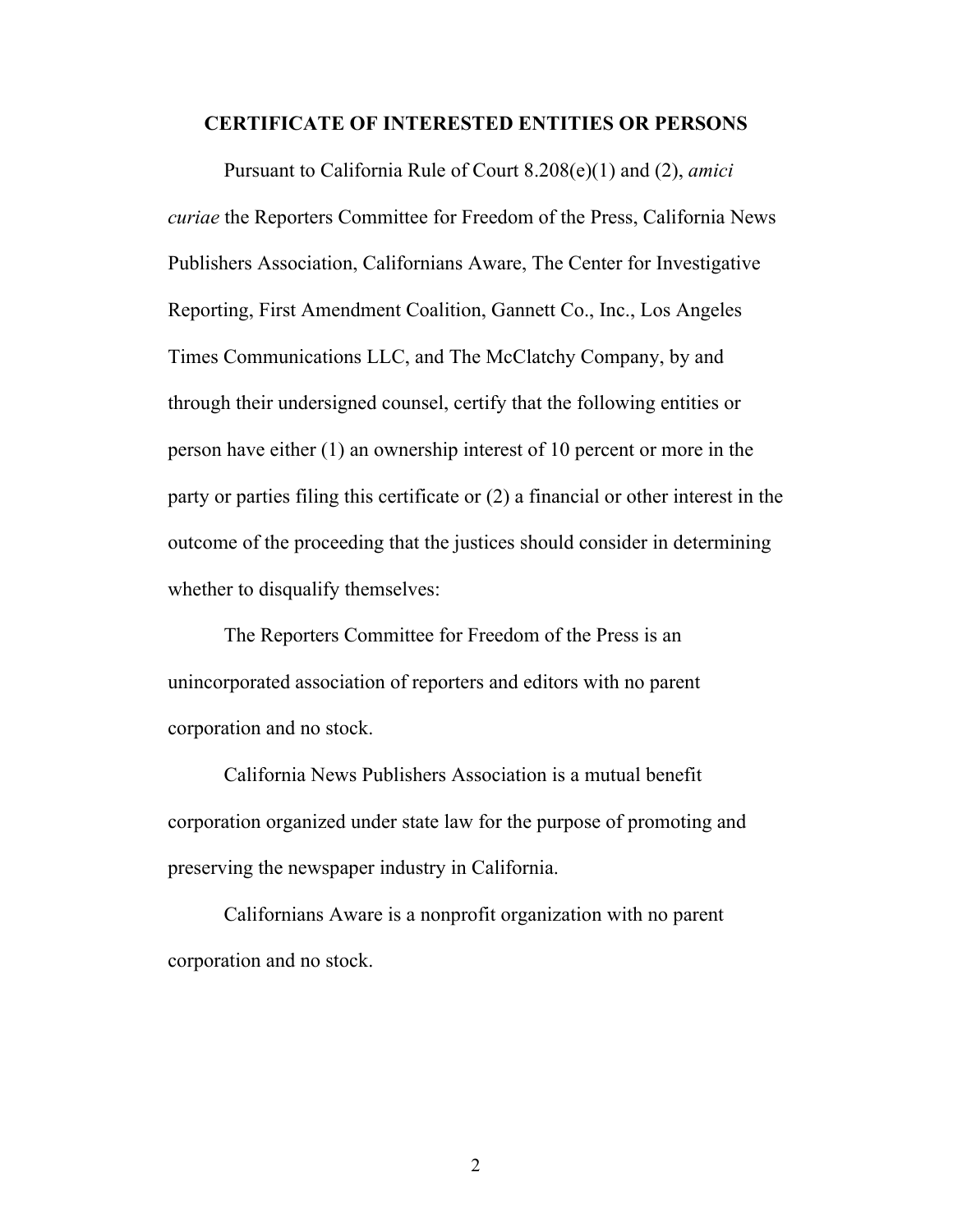## CERTIFICATE OF INTERESTED ENTITIES OR PERSONS

Pursuant to California Rule of Court 8.208(e)(1) and (2), *amici curiae* the Reporters Committee for Freedom of the Press, California News Publishers Association, Californians Aware, The Center for Investigative Reporting, First Amendment Coalition, Gannett Co., Inc., Los Angeles Times Communications LLC, and The McClatchy Company, by and through their undersigned counsel, certify that the following entities or person have either (1) an ownership interest of 10 percent or more in the party or parties filing this certificate or (2) a financial or other interest in the outcome of the proceeding that the justices should consider in determining whether to disqualify themselves:

The Reporters Committee for Freedom of the Press is an unincorporated association of reporters and editors with no parent corporation and no stock.

California News Publishers Association is a mutual benefit corporation organized under state law for the purpose of promoting and preserving the newspaper industry in California.

Californians Aware is a nonprofit organization with no parent corporation and no stock.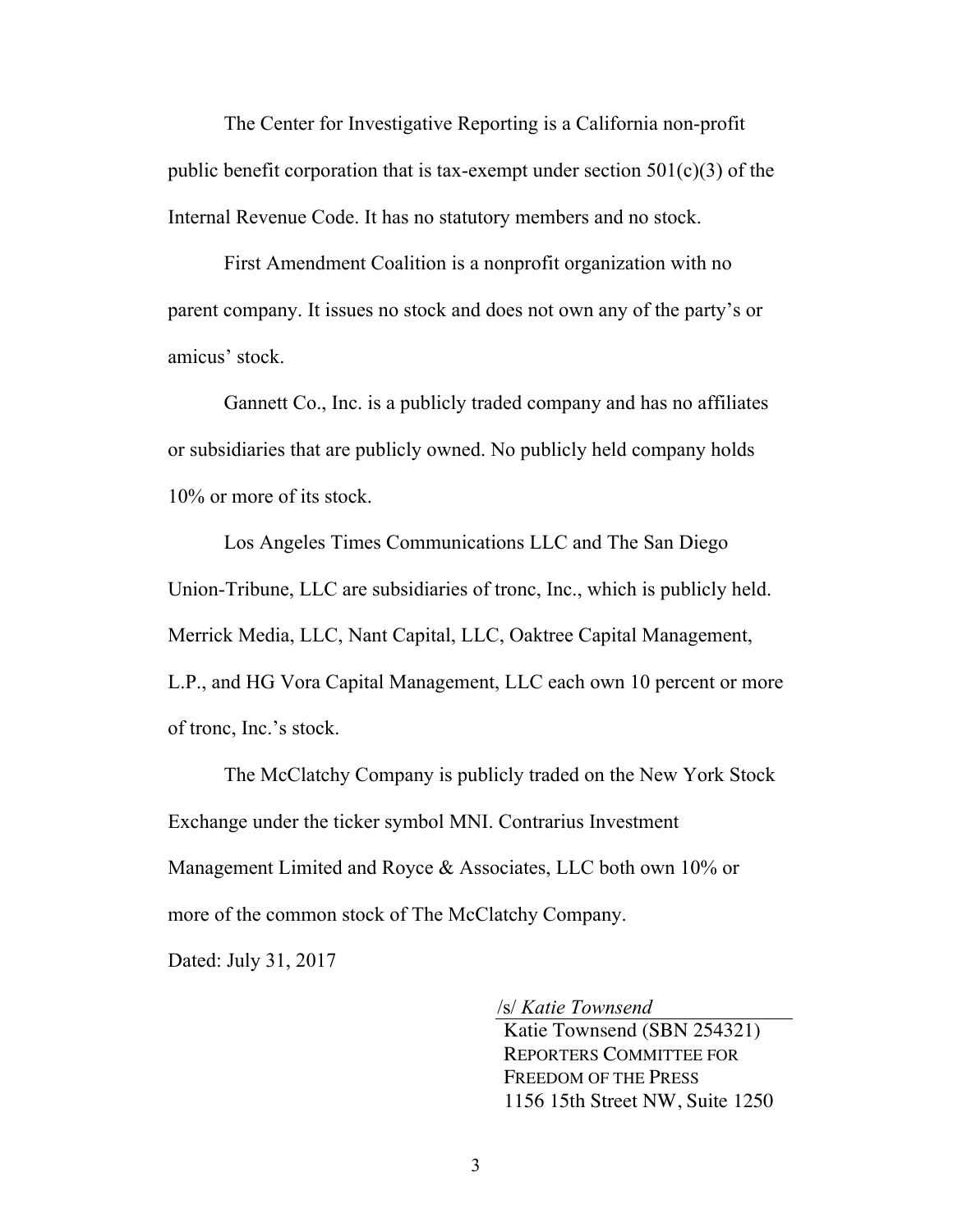The Center for Investigative Reporting is a California non-profit public benefit corporation that is tax-exempt under section 501(c)(3) of the Internal Revenue Code. It has no statutory members and no stock.

First Amendment Coalition is a nonprofit organization with no parent company. It issues no stock and does not own any of the party's or amicus' stock.

Gannett Co., Inc. is a publicly traded company and has no affiliates or subsidiaries that are publicly owned. No publicly held company holds 10% or more of its stock.

Los Angeles Times Communications LLC and The San Diego Union-Tribune, LLC are subsidiaries of tronc, Inc., which is publicly held. Merrick Media, LLC, Nant Capital, LLC, Oaktree Capital Management, L.P., and HG Vora Capital Management, LLC each own 10 percent or more of tronc, Inc.'s stock.

The McClatchy Company is publicly traded on the New York Stock Exchange under the ticker symbol MNI. Contrarius Investment Management Limited and Royce & Associates, LLC both own 10% or more of the common stock of The McClatchy Company.

Dated: July 31, 2017

/s/ *Katie Townsend*
Katie Townsend (SBN 254321)
REPORTERS COMMITTEE FOR FREEDOM OF THE PRESS
1156 15th Street NW, Suite 1250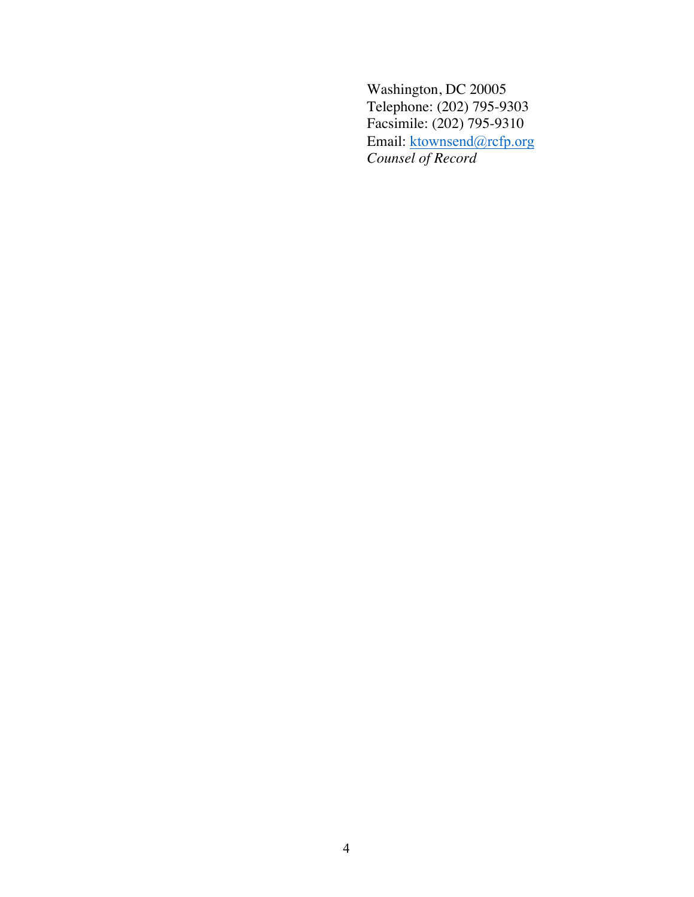Washington, DC 20005
Telephone: (202) 795-9303
Facsimile: (202) 795-9310
Email: ktownsend@rcfp.org
*Counsel of Record*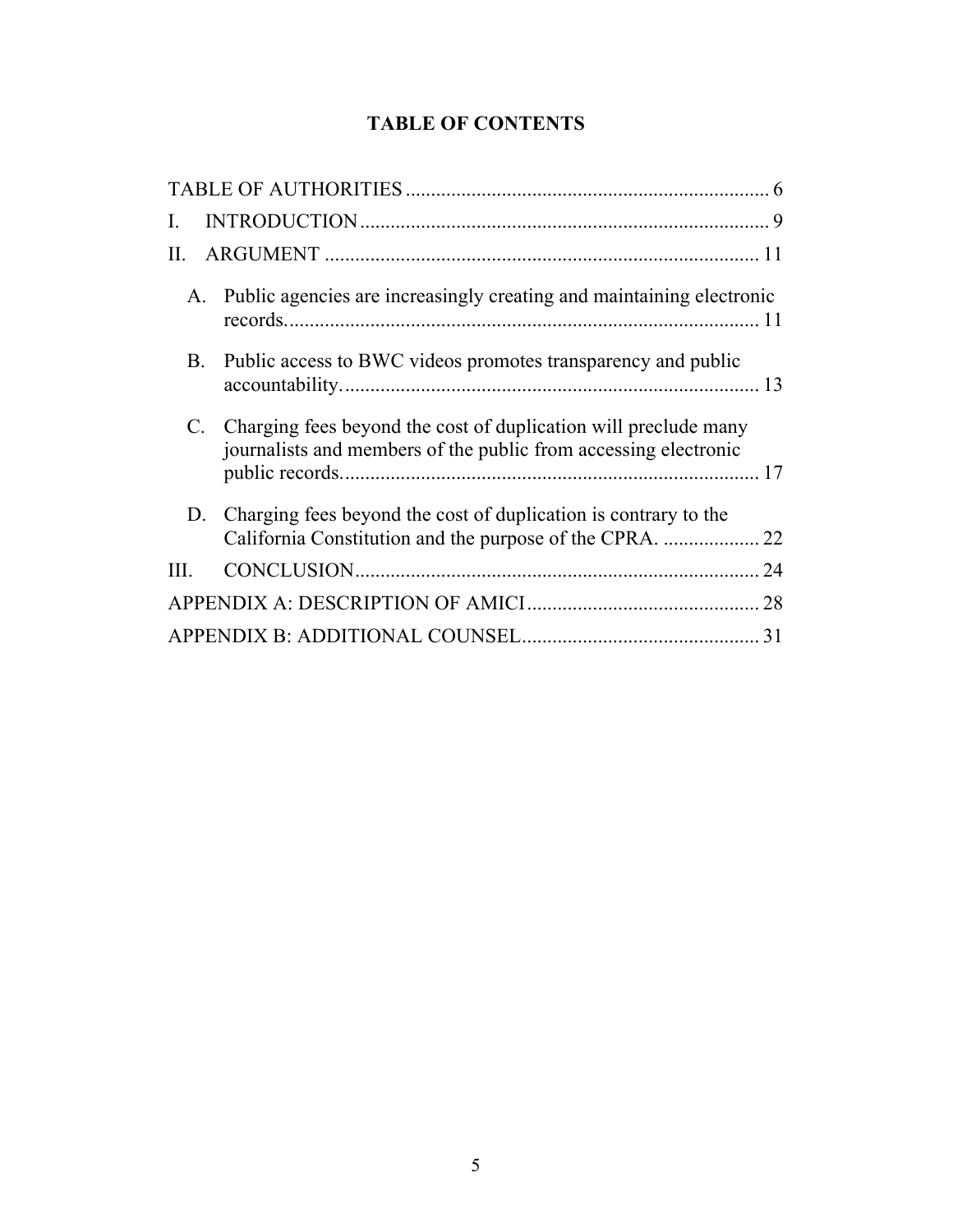# TABLE OF CONTENTS

TABLE OF AUTHORITIES ........................................................................ 6

I. INTRODUCTION ................................................................................. 9

II. ARGUMENT ...................................................................................... 11

- A. Public agencies are increasingly creating and maintaining electronic records. ............................................................................................ 11
- B. Public access to BWC videos promotes transparency and public accountability. .................................................................................. 13
- C. Charging fees beyond the cost of duplication will preclude many journalists and members of the public from accessing electronic public records. .................................................................................. 17
- D. Charging fees beyond the cost of duplication is contrary to the California Constitution and the purpose of the CPRA. ................... 22

III. CONCLUSION ................................................................................. 24

APPENDIX A: DESCRIPTION OF AMICI .............................................. 28

APPENDIX B: ADDITIONAL COUNSEL ............................................... 31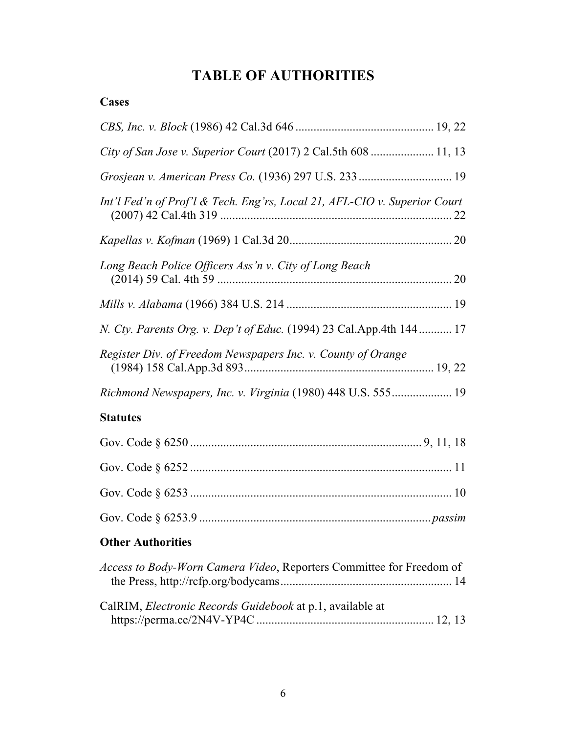# TABLE OF AUTHORITIES

## Cases

*CBS, Inc. v. Block* (1986) 42 Cal.3d 646 .............................................. 19, 22

*City of San Jose v. Superior Court* (2017) 2 Cal.5th 608 .................... 11, 13

*Grosjean v. American Press Co.* (1936) 297 U.S. 233 .............................. 19

*Int'l Fed'n of Prof'l & Tech. Eng'rs, Local 21, AFL-CIO v. Superior Court* (2007) 42 Cal.4th 319 ............................................................................ 22

*Kapellas v. Kofman* (1969) 1 Cal.3d 20..................................................... 20

*Long Beach Police Officers Ass'n v. City of Long Beach* (2014) 59 Cal. 4th 59 ............................................................................. 20

*Mills v. Alabama* (1966) 384 U.S. 214 ...................................................... 19

*N. Cty. Parents Org. v. Dep't of Educ.* (1994) 23 Cal.App.4th 144 ........... 17

*Register Div. of Freedom Newspapers Inc. v. County of Orange* (1984) 158 Cal.App.3d 893.............................................................. 19, 22

*Richmond Newspapers, Inc. v. Virginia* (1980) 448 U.S. 555.................... 19

## Statutes

Gov. Code § 6250 ............................................................................ 9, 11, 18

Gov. Code § 6252 ...................................................................................... 11

Gov. Code § 6253 ...................................................................................... 10

Gov. Code § 6253.9 ............................................................................ *passim*

## Other Authorities

*Access to Body-Worn Camera Video*, Reporters Committee for Freedom of the Press, http://rcfp.org/bodycams........................................................ 14

CalRIM, *Electronic Records Guidebook* at p.1, available at https://perma.cc/2N4V-YP4C ........................................................... 12, 13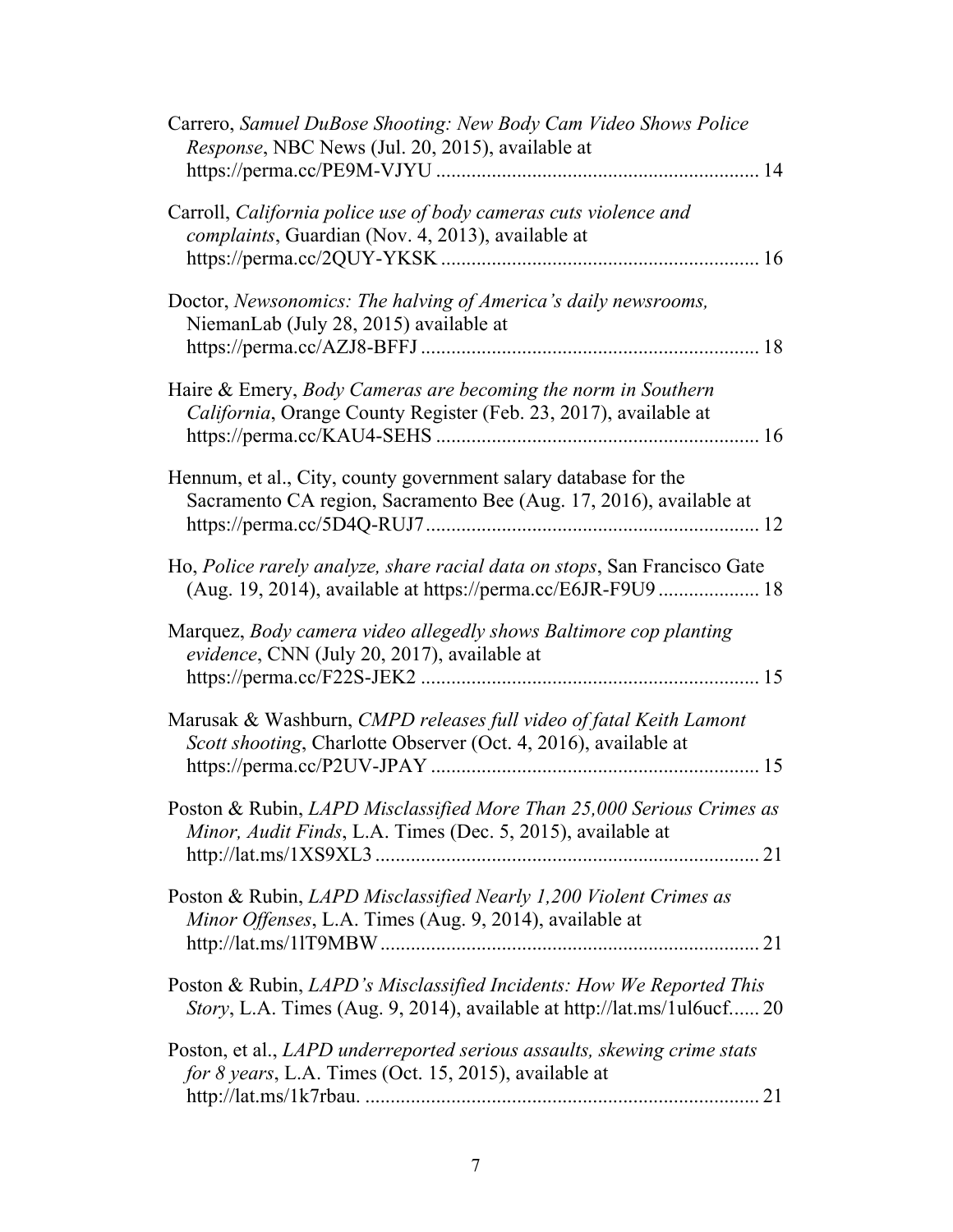Carrero, *Samuel DuBose Shooting: New Body Cam Video Shows Police Response*, NBC News (Jul. 20, 2015), available at https://perma.cc/PE9M-VJYU ............................................................... 14

Carroll, *California police use of body cameras cuts violence and complaints*, Guardian (Nov. 4, 2013), available at https://perma.cc/2QUY-YKSK ............................................................. 16

Doctor, *Newsonomics: The halving of America's daily newsrooms,* NiemanLab (July 28, 2015) available at https://perma.cc/AZJ8-BFFJ ................................................................. 18

Haire & Emery, *Body Cameras are becoming the norm in Southern California*, Orange County Register (Feb. 23, 2017), available at https://perma.cc/KAU4-SEHS ............................................................... 16

Hennum, et al., City, county government salary database for the Sacramento CA region, Sacramento Bee (Aug. 17, 2016), available at https://perma.cc/5D4Q-RUJ7................................................................. 12

Ho, *Police rarely analyze, share racial data on stops*, San Francisco Gate (Aug. 19, 2014), available at https://perma.cc/E6JR-F9U9 ................... 18

Marquez, *Body camera video allegedly shows Baltimore cop planting evidence*, CNN (July 20, 2017), available at https://perma.cc/F22S-JEK2 ................................................................. 15

Marusak & Washburn, *CMPD releases full video of fatal Keith Lamont Scott shooting*, Charlotte Observer (Oct. 4, 2016), available at https://perma.cc/P2UV-JPAY ................................................................ 15

Poston & Rubin, *LAPD Misclassified More Than 25,000 Serious Crimes as Minor, Audit Finds*, L.A. Times (Dec. 5, 2015), available at http://lat.ms/1XS9XL3 .......................................................................... 21

Poston & Rubin, *LAPD Misclassified Nearly 1,200 Violent Crimes as Minor Offenses*, L.A. Times (Aug. 9, 2014), available at http://lat.ms/1lT9MBW .......................................................................... 21

Poston & Rubin, *LAPD's Misclassified Incidents: How We Reported This Story*, L.A. Times (Aug. 9, 2014), available at http://lat.ms/1ul6ucf...... 20

Poston, et al., *LAPD underreported serious assaults, skewing crime stats for 8 years*, L.A. Times (Oct. 15, 2015), available at http://lat.ms/1k7rbau. ............................................................................ 21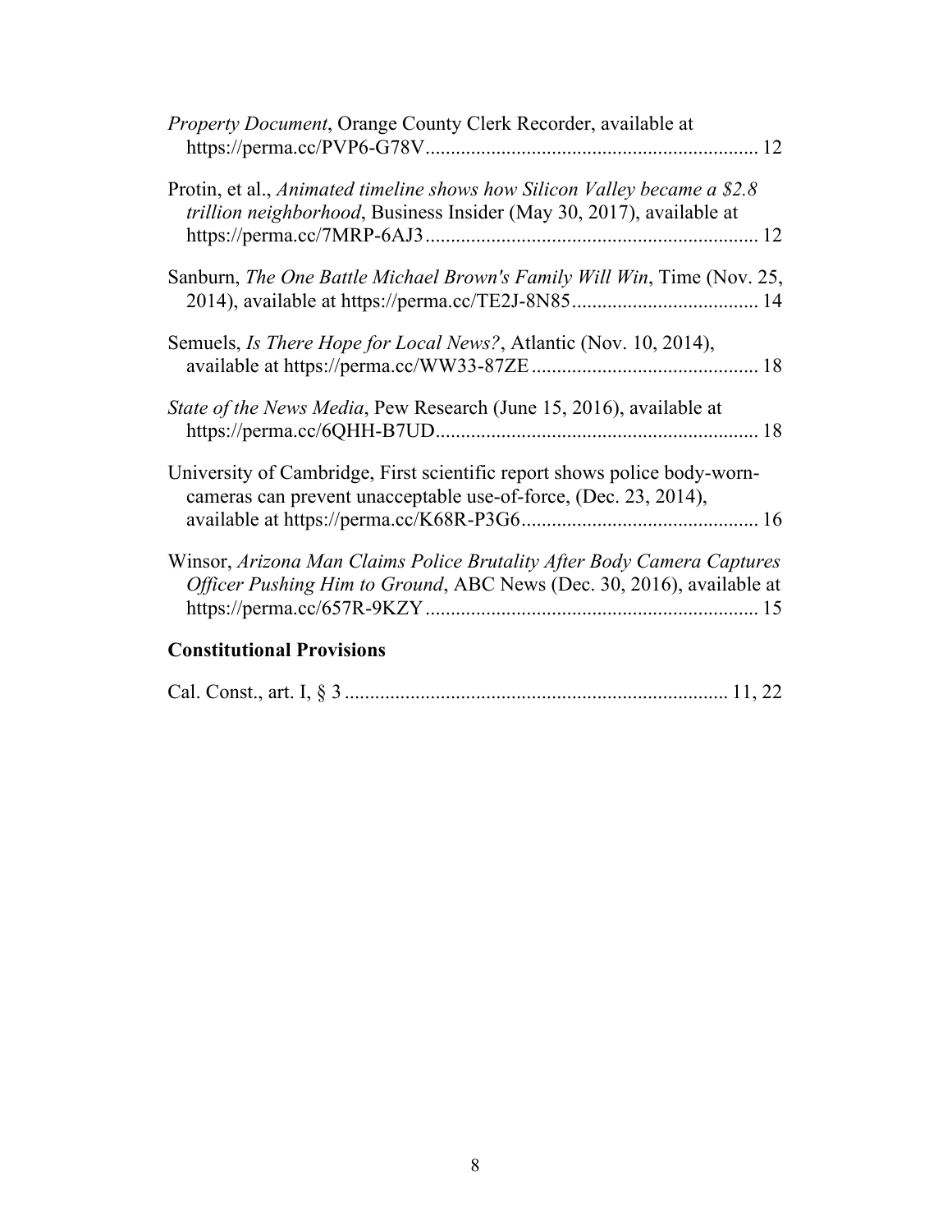*Property Document*, Orange County Clerk Recorder, available at https://perma.cc/PVP6-G78V................................................................. 12

Protin, et al., *Animated timeline shows how Silicon Valley became a $2.8 trillion neighborhood*, Business Insider (May 30, 2017), available at https://perma.cc/7MRP-6AJ3................................................................. 12

Sanburn, *The One Battle Michael Brown's Family Will Win*, Time (Nov. 25, 2014), available at https://perma.cc/TE2J-8N85..................................... 14

Semuels, *Is There Hope for Local News?*, Atlantic (Nov. 10, 2014), available at https://perma.cc/WW33-87ZE............................................ 18

*State of the News Media*, Pew Research (June 15, 2016), available at https://perma.cc/6QHH-B7UD................................................................ 18

University of Cambridge, First scientific report shows police body-worn-cameras can prevent unacceptable use-of-force, (Dec. 23, 2014), available at https://perma.cc/K68R-P3G6.............................................. 16

Winsor, *Arizona Man Claims Police Brutality After Body Camera Captures Officer Pushing Him to Ground*, ABC News (Dec. 30, 2016), available at https://perma.cc/657R-9KZY................................................................. 15

## Constitutional Provisions

Cal. Const., art. I, § 3........................................................................... 11, 22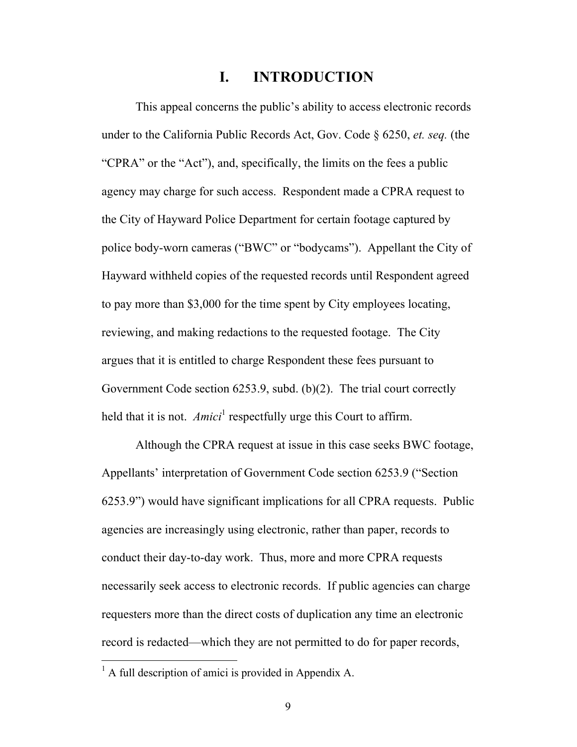# I. INTRODUCTION

This appeal concerns the public's ability to access electronic records under to the California Public Records Act, Gov. Code § 6250, *et. seq.* (the "CPRA" or the "Act"), and, specifically, the limits on the fees a public agency may charge for such access. Respondent made a CPRA request to the City of Hayward Police Department for certain footage captured by police body-worn cameras ("BWC" or "bodycams"). Appellant the City of Hayward withheld copies of the requested records until Respondent agreed to pay more than $3,000 for the time spent by City employees locating, reviewing, and making redactions to the requested footage. The City argues that it is entitled to charge Respondent these fees pursuant to Government Code section 6253.9, subd. (b)(2). The trial court correctly held that it is not. *Amici*[1] respectfully urge this Court to affirm.

Although the CPRA request at issue in this case seeks BWC footage, Appellants' interpretation of Government Code section 6253.9 ("Section 6253.9") would have significant implications for all CPRA requests. Public agencies are increasingly using electronic, rather than paper, records to conduct their day-to-day work. Thus, more and more CPRA requests necessarily seek access to electronic records. If public agencies can charge requesters more than the direct costs of duplication any time an electronic record is redacted—which they are not permitted to do for paper records,

[1] A full description of amici is provided in Appendix A.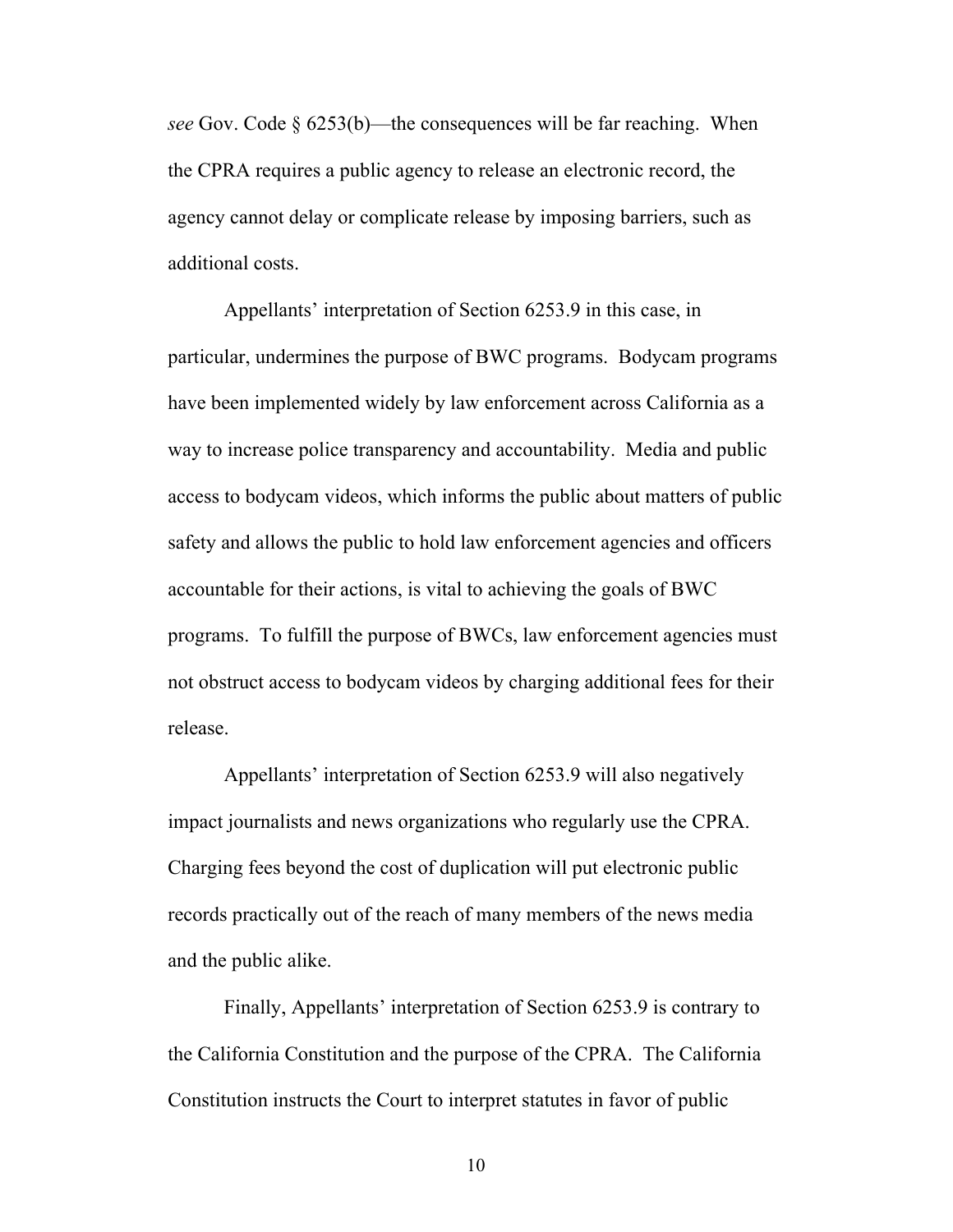*see* Gov. Code § 6253(b)—the consequences will be far reaching. When the CPRA requires a public agency to release an electronic record, the agency cannot delay or complicate release by imposing barriers, such as additional costs.

Appellants' interpretation of Section 6253.9 in this case, in particular, undermines the purpose of BWC programs. Bodycam programs have been implemented widely by law enforcement across California as a way to increase police transparency and accountability. Media and public access to bodycam videos, which informs the public about matters of public safety and allows the public to hold law enforcement agencies and officers accountable for their actions, is vital to achieving the goals of BWC programs. To fulfill the purpose of BWCs, law enforcement agencies must not obstruct access to bodycam videos by charging additional fees for their release.

Appellants' interpretation of Section 6253.9 will also negatively impact journalists and news organizations who regularly use the CPRA. Charging fees beyond the cost of duplication will put electronic public records practically out of the reach of many members of the news media and the public alike.

Finally, Appellants' interpretation of Section 6253.9 is contrary to the California Constitution and the purpose of the CPRA. The California Constitution instructs the Court to interpret statutes in favor of public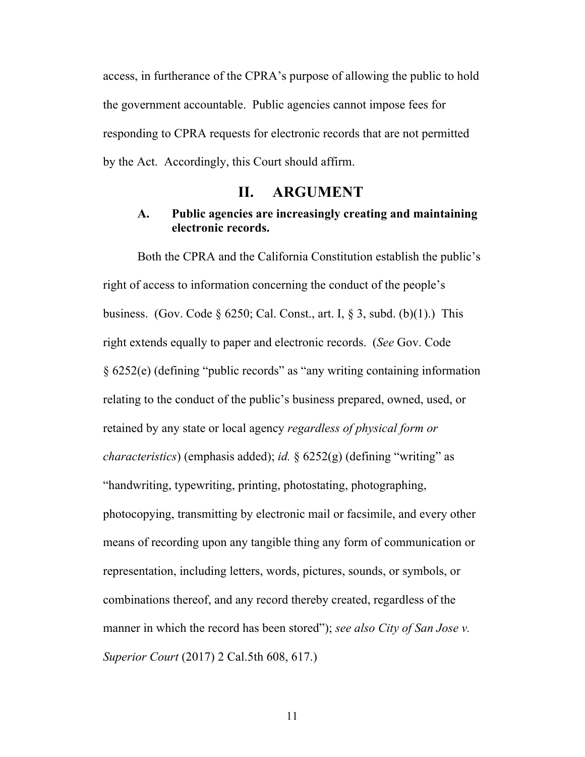access, in furtherance of the CPRA's purpose of allowing the public to hold the government accountable. Public agencies cannot impose fees for responding to CPRA requests for electronic records that are not permitted by the Act. Accordingly, this Court should affirm.

## II. ARGUMENT

### A. Public agencies are increasingly creating and maintaining electronic records.

Both the CPRA and the California Constitution establish the public's right of access to information concerning the conduct of the people's business. (Gov. Code § 6250; Cal. Const., art. I, § 3, subd. (b)(1).) This right extends equally to paper and electronic records. (*See* Gov. Code § 6252(e) (defining "public records" as "any writing containing information relating to the conduct of the public's business prepared, owned, used, or retained by any state or local agency *regardless of physical form or characteristics*) (emphasis added); *id.* § 6252(g) (defining "writing" as "handwriting, typewriting, printing, photostating, photographing, photocopying, transmitting by electronic mail or facsimile, and every other means of recording upon any tangible thing any form of communication or representation, including letters, words, pictures, sounds, or symbols, or combinations thereof, and any record thereby created, regardless of the manner in which the record has been stored"); *see also City of San Jose v. Superior Court* (2017) 2 Cal.5th 608, 617.)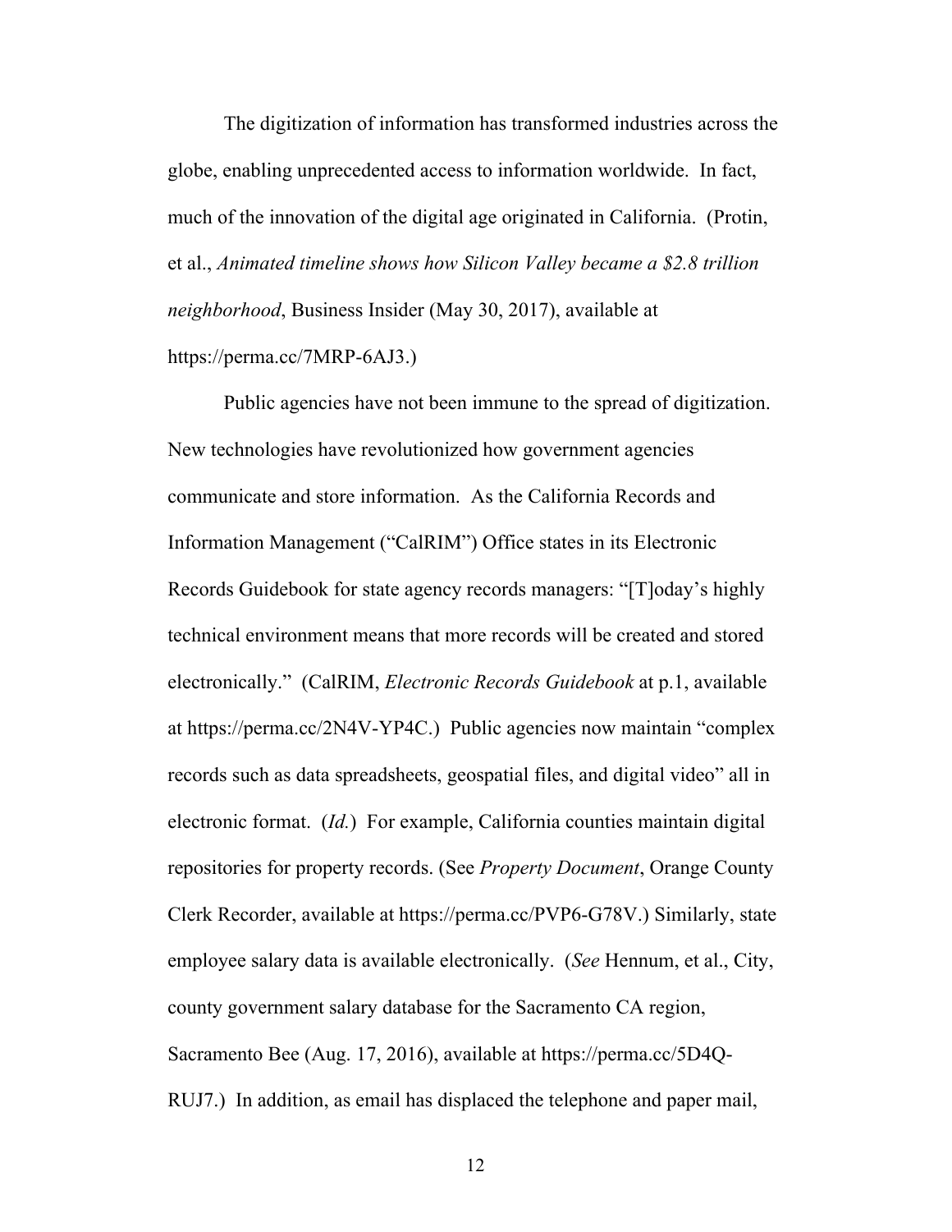The digitization of information has transformed industries across the globe, enabling unprecedented access to information worldwide. In fact, much of the innovation of the digital age originated in California. (Protin, et al., *Animated timeline shows how Silicon Valley became a $2.8 trillion neighborhood*, Business Insider (May 30, 2017), available at https://perma.cc/7MRP-6AJ3.)

Public agencies have not been immune to the spread of digitization. New technologies have revolutionized how government agencies communicate and store information. As the California Records and Information Management ("CalRIM") Office states in its Electronic Records Guidebook for state agency records managers: "[T]oday's highly technical environment means that more records will be created and stored electronically." (CalRIM, *Electronic Records Guidebook* at p.1, available at https://perma.cc/2N4V-YP4C.) Public agencies now maintain "complex records such as data spreadsheets, geospatial files, and digital video" all in electronic format. (*Id.*) For example, California counties maintain digital repositories for property records. (See *Property Document*, Orange County Clerk Recorder, available at https://perma.cc/PVP6-G78V.) Similarly, state employee salary data is available electronically. (*See* Hennum, et al., City, county government salary database for the Sacramento CA region, Sacramento Bee (Aug. 17, 2016), available at https://perma.cc/5D4Q-RUJ7.) In addition, as email has displaced the telephone and paper mail,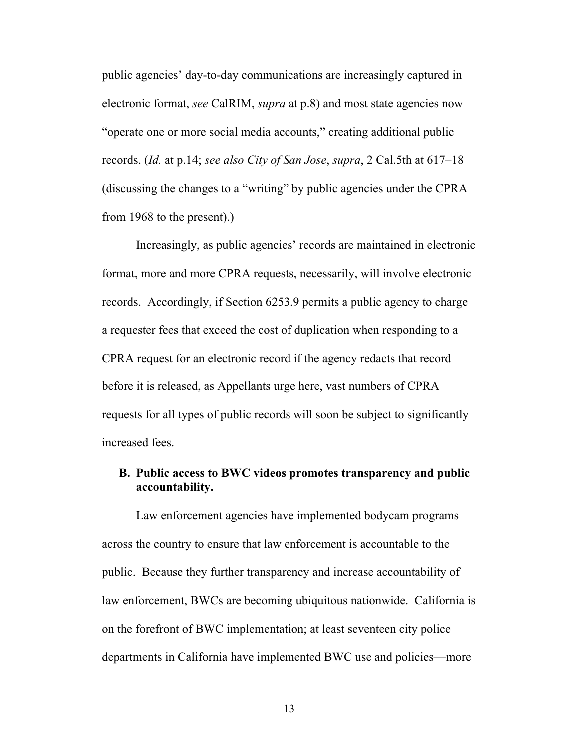public agencies' day-to-day communications are increasingly captured in electronic format, *see* CalRIM, *supra* at p.8) and most state agencies now "operate one or more social media accounts," creating additional public records. (*Id.* at p.14; *see also City of San Jose*, *supra*, 2 Cal.5th at 617–18 (discussing the changes to a "writing" by public agencies under the CPRA from 1968 to the present).)

Increasingly, as public agencies' records are maintained in electronic format, more and more CPRA requests, necessarily, will involve electronic records. Accordingly, if Section 6253.9 permits a public agency to charge a requester fees that exceed the cost of duplication when responding to a CPRA request for an electronic record if the agency redacts that record before it is released, as Appellants urge here, vast numbers of CPRA requests for all types of public records will soon be subject to significantly increased fees.

### B. Public access to BWC videos promotes transparency and public accountability.

Law enforcement agencies have implemented bodycam programs across the country to ensure that law enforcement is accountable to the public. Because they further transparency and increase accountability of law enforcement, BWCs are becoming ubiquitous nationwide. California is on the forefront of BWC implementation; at least seventeen city police departments in California have implemented BWC use and policies—more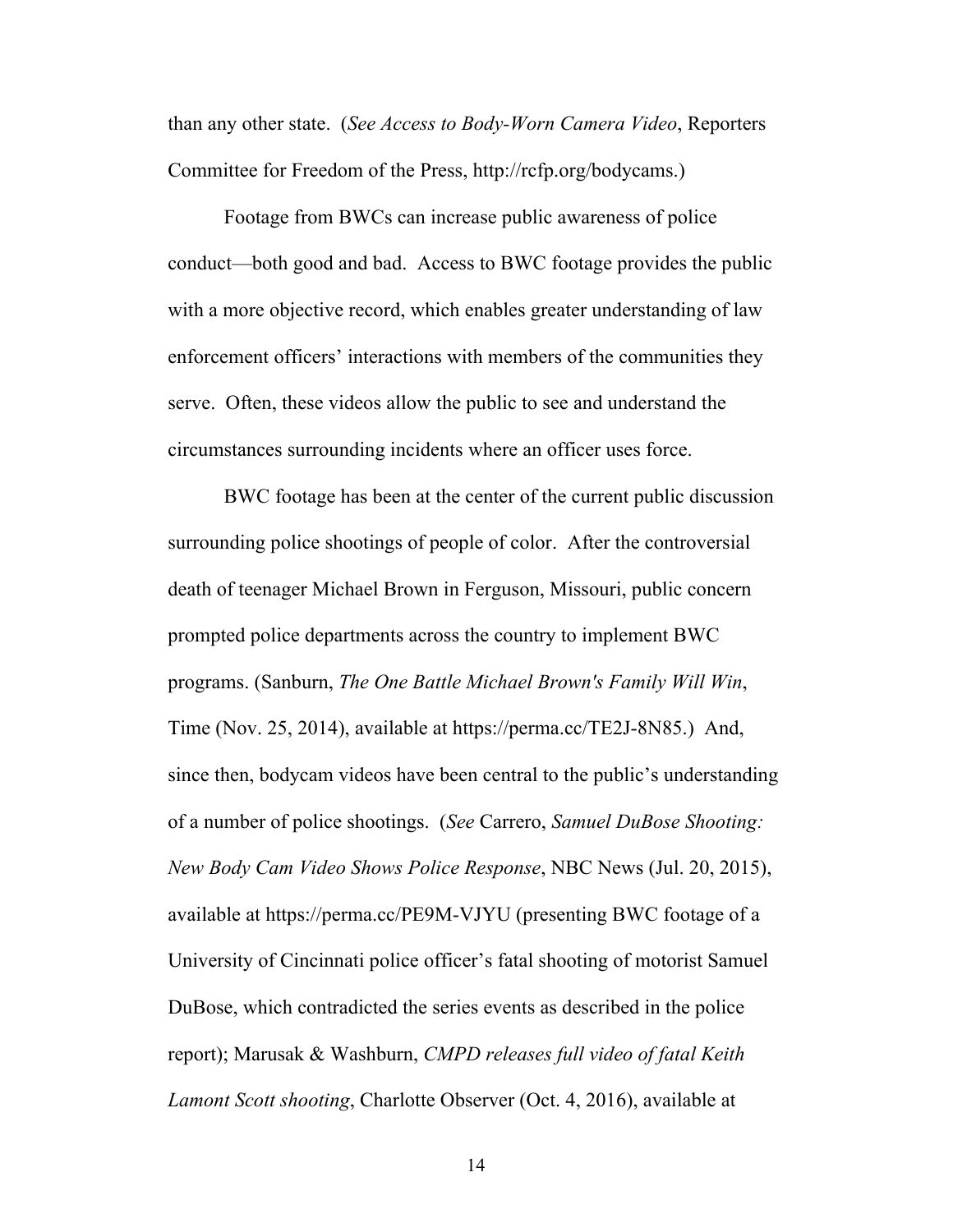than any other state. (*See Access to Body-Worn Camera Video*, Reporters Committee for Freedom of the Press, http://rcfp.org/bodycams.)

Footage from BWCs can increase public awareness of police conduct—both good and bad. Access to BWC footage provides the public with a more objective record, which enables greater understanding of law enforcement officers' interactions with members of the communities they serve. Often, these videos allow the public to see and understand the circumstances surrounding incidents where an officer uses force.

BWC footage has been at the center of the current public discussion surrounding police shootings of people of color. After the controversial death of teenager Michael Brown in Ferguson, Missouri, public concern prompted police departments across the country to implement BWC programs. (Sanburn, *The One Battle Michael Brown's Family Will Win*, Time (Nov. 25, 2014), available at https://perma.cc/TE2J-8N85.) And, since then, bodycam videos have been central to the public's understanding of a number of police shootings. (*See* Carrero, *Samuel DuBose Shooting: New Body Cam Video Shows Police Response*, NBC News (Jul. 20, 2015), available at https://perma.cc/PE9M-VJYU (presenting BWC footage of a University of Cincinnati police officer's fatal shooting of motorist Samuel DuBose, which contradicted the series events as described in the police report); Marusak & Washburn, *CMPD releases full video of fatal Keith Lamont Scott shooting*, Charlotte Observer (Oct. 4, 2016), available at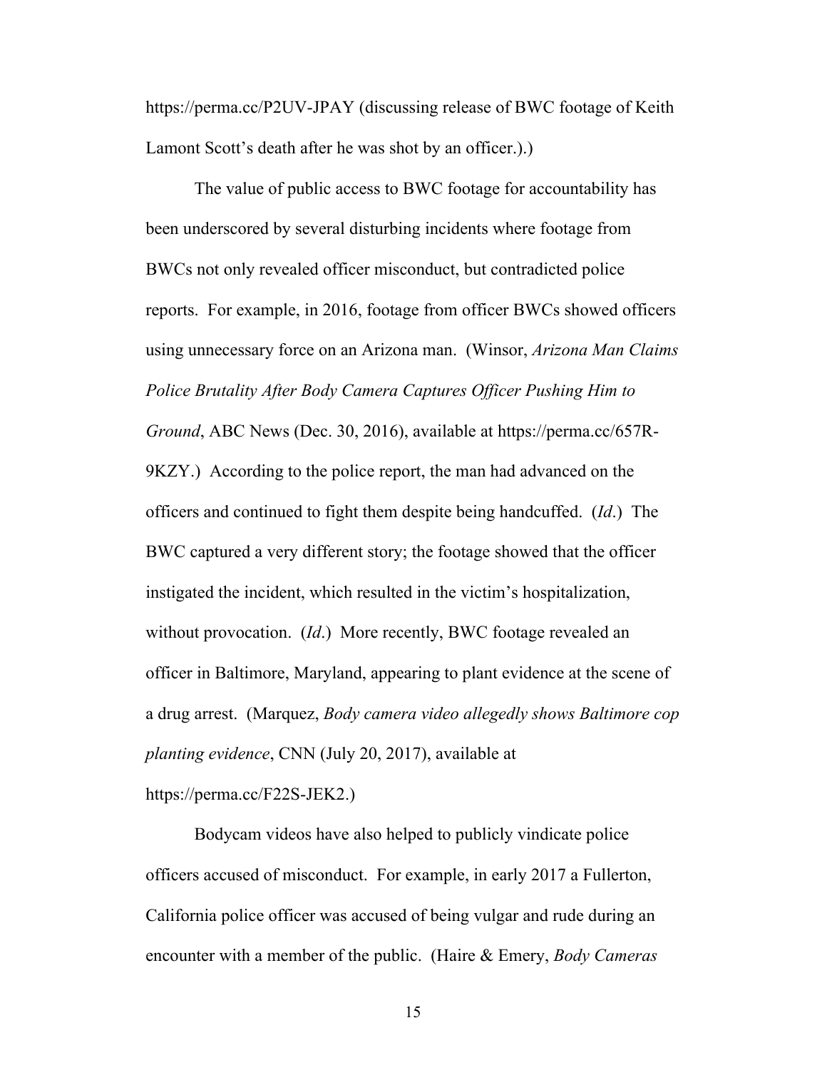https://perma.cc/P2UV-JPAY (discussing release of BWC footage of Keith Lamont Scott's death after he was shot by an officer.).)

The value of public access to BWC footage for accountability has been underscored by several disturbing incidents where footage from BWCs not only revealed officer misconduct, but contradicted police reports. For example, in 2016, footage from officer BWCs showed officers using unnecessary force on an Arizona man. (Winsor, *Arizona Man Claims Police Brutality After Body Camera Captures Officer Pushing Him to Ground*, ABC News (Dec. 30, 2016), available at https://perma.cc/657R-9KZY.) According to the police report, the man had advanced on the officers and continued to fight them despite being handcuffed. (*Id*.) The BWC captured a very different story; the footage showed that the officer instigated the incident, which resulted in the victim's hospitalization, without provocation. (*Id*.) More recently, BWC footage revealed an officer in Baltimore, Maryland, appearing to plant evidence at the scene of a drug arrest. (Marquez, *Body camera video allegedly shows Baltimore cop planting evidence*, CNN (July 20, 2017), available at https://perma.cc/F22S-JEK2.)

Bodycam videos have also helped to publicly vindicate police officers accused of misconduct. For example, in early 2017 a Fullerton, California police officer was accused of being vulgar and rude during an encounter with a member of the public. (Haire & Emery, *Body Cameras*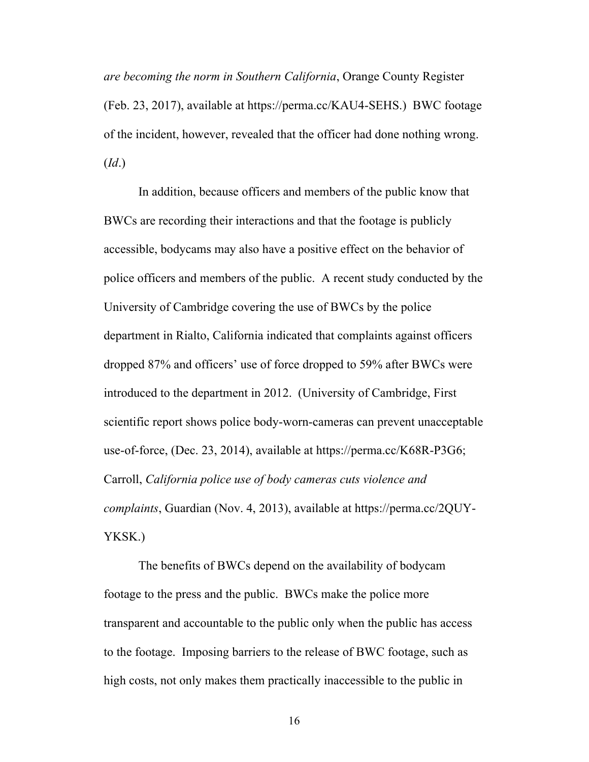*are becoming the norm in Southern California*, Orange County Register (Feb. 23, 2017), available at https://perma.cc/KAU4-SEHS.) BWC footage of the incident, however, revealed that the officer had done nothing wrong. (*Id*.)

In addition, because officers and members of the public know that BWCs are recording their interactions and that the footage is publicly accessible, bodycams may also have a positive effect on the behavior of police officers and members of the public. A recent study conducted by the University of Cambridge covering the use of BWCs by the police department in Rialto, California indicated that complaints against officers dropped 87% and officers' use of force dropped to 59% after BWCs were introduced to the department in 2012. (University of Cambridge, First scientific report shows police body-worn-cameras can prevent unacceptable use-of-force, (Dec. 23, 2014), available at https://perma.cc/K68R-P3G6; Carroll, *California police use of body cameras cuts violence and complaints*, Guardian (Nov. 4, 2013), available at https://perma.cc/2QUY-YKSK.)

The benefits of BWCs depend on the availability of bodycam footage to the press and the public. BWCs make the police more transparent and accountable to the public only when the public has access to the footage. Imposing barriers to the release of BWC footage, such as high costs, not only makes them practically inaccessible to the public in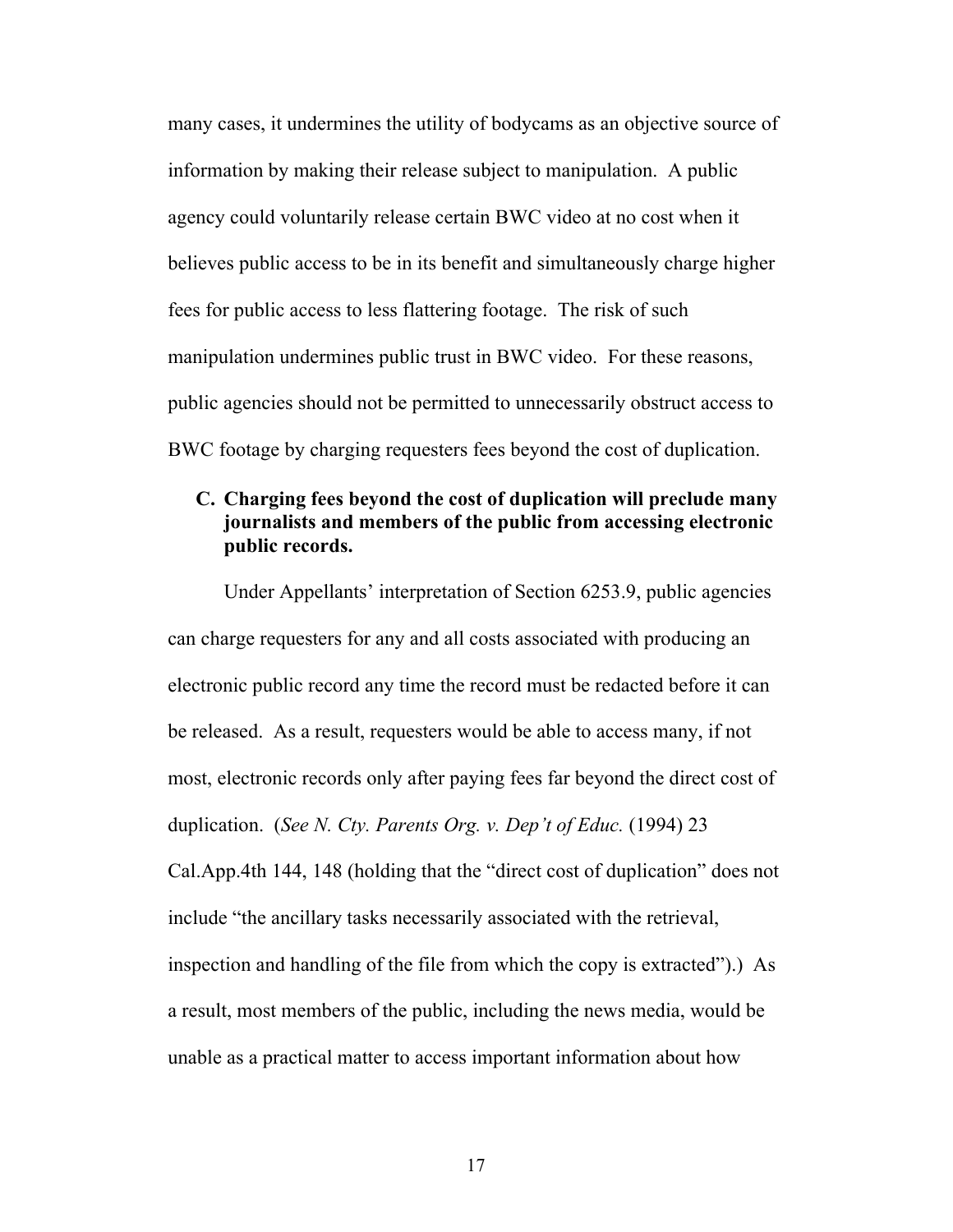many cases, it undermines the utility of bodycams as an objective source of information by making their release subject to manipulation. A public agency could voluntarily release certain BWC video at no cost when it believes public access to be in its benefit and simultaneously charge higher fees for public access to less flattering footage. The risk of such manipulation undermines public trust in BWC video. For these reasons, public agencies should not be permitted to unnecessarily obstruct access to BWC footage by charging requesters fees beyond the cost of duplication.

### C. Charging fees beyond the cost of duplication will preclude many journalists and members of the public from accessing electronic public records.

Under Appellants' interpretation of Section 6253.9, public agencies can charge requesters for any and all costs associated with producing an electronic public record any time the record must be redacted before it can be released. As a result, requesters would be able to access many, if not most, electronic records only after paying fees far beyond the direct cost of duplication. (*See N. Cty. Parents Org. v. Dep't of Educ.* (1994) 23 Cal.App.4th 144, 148 (holding that the "direct cost of duplication" does not include "the ancillary tasks necessarily associated with the retrieval, inspection and handling of the file from which the copy is extracted").) As a result, most members of the public, including the news media, would be unable as a practical matter to access important information about how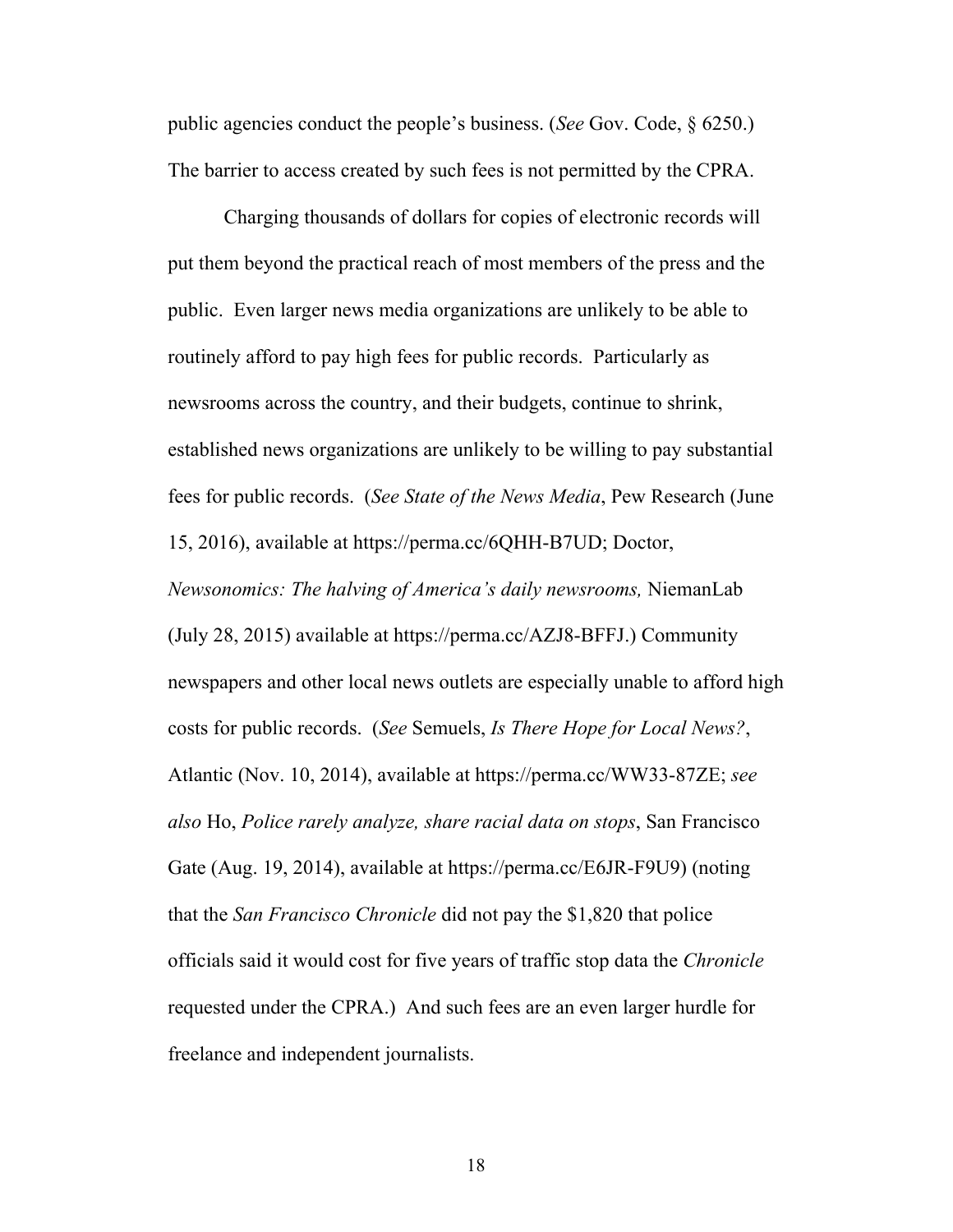public agencies conduct the people's business. (*See* Gov. Code, § 6250.) The barrier to access created by such fees is not permitted by the CPRA.

Charging thousands of dollars for copies of electronic records will put them beyond the practical reach of most members of the press and the public. Even larger news media organizations are unlikely to be able to routinely afford to pay high fees for public records. Particularly as newsrooms across the country, and their budgets, continue to shrink, established news organizations are unlikely to be willing to pay substantial fees for public records. (*See State of the News Media*, Pew Research (June 15, 2016), available at https://perma.cc/6QHH-B7UD; Doctor, *Newsonomics: The halving of America's daily newsrooms,* NiemanLab (July 28, 2015) available at https://perma.cc/AZJ8-BFFJ.) Community newspapers and other local news outlets are especially unable to afford high costs for public records. (*See* Semuels, *Is There Hope for Local News?*, Atlantic (Nov. 10, 2014), available at https://perma.cc/WW33-87ZE; *see also* Ho, *Police rarely analyze, share racial data on stops*, San Francisco Gate (Aug. 19, 2014), available at https://perma.cc/E6JR-F9U9) (noting that the *San Francisco Chronicle* did not pay the $1,820 that police officials said it would cost for five years of traffic stop data the *Chronicle* requested under the CPRA.) And such fees are an even larger hurdle for freelance and independent journalists.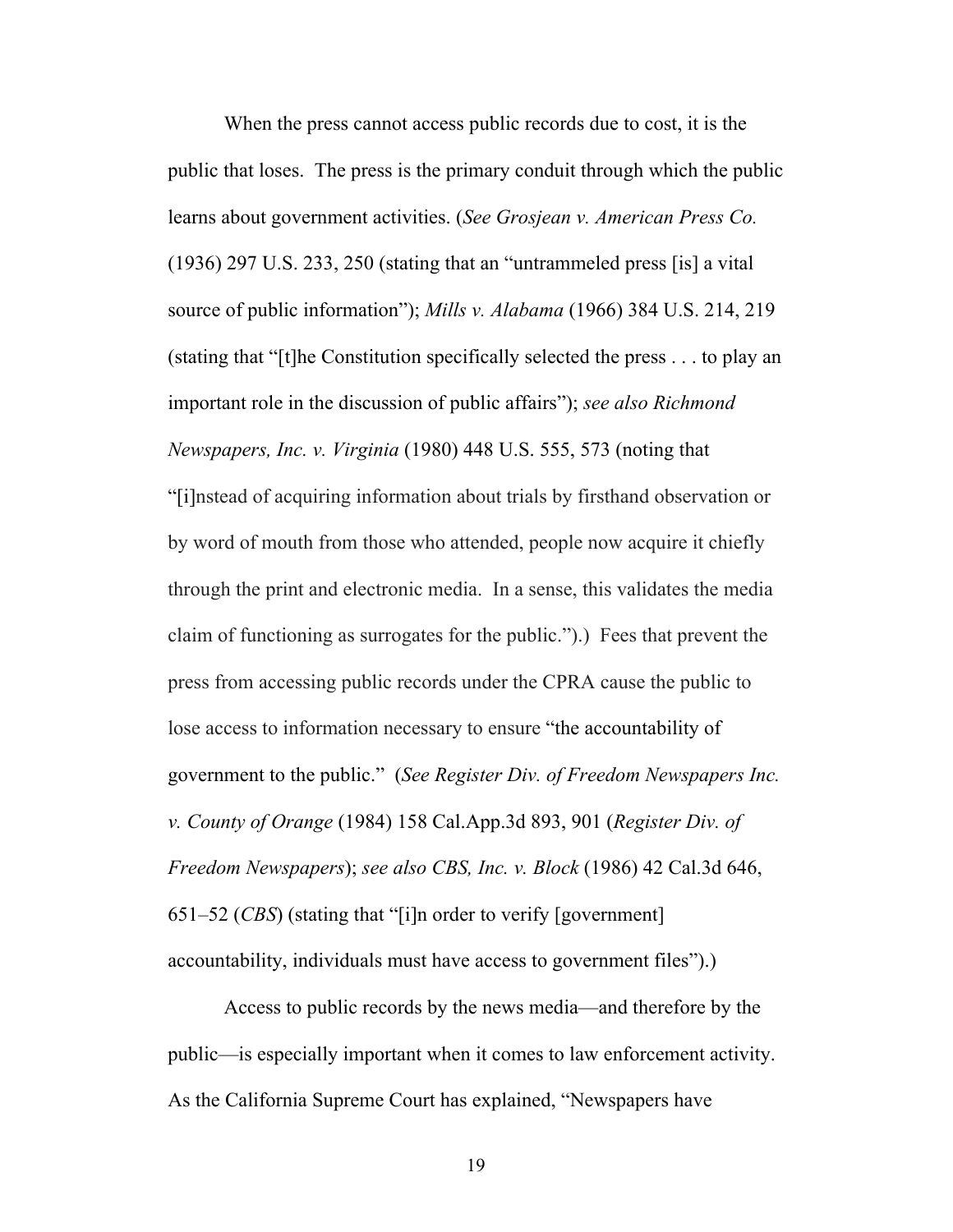When the press cannot access public records due to cost, it is the public that loses. The press is the primary conduit through which the public learns about government activities. (*See Grosjean v. American Press Co.* (1936) 297 U.S. 233, 250 (stating that an "untrammeled press [is] a vital source of public information"); *Mills v. Alabama* (1966) 384 U.S. 214, 219 (stating that "[t]he Constitution specifically selected the press . . . to play an important role in the discussion of public affairs"); *see also Richmond Newspapers, Inc. v. Virginia* (1980) 448 U.S. 555, 573 (noting that "[i]nstead of acquiring information about trials by firsthand observation or by word of mouth from those who attended, people now acquire it chiefly through the print and electronic media. In a sense, this validates the media claim of functioning as surrogates for the public.").) Fees that prevent the press from accessing public records under the CPRA cause the public to lose access to information necessary to ensure "the accountability of government to the public." (*See Register Div. of Freedom Newspapers Inc. v. County of Orange* (1984) 158 Cal.App.3d 893, 901 (*Register Div. of Freedom Newspapers*); *see also CBS, Inc. v. Block* (1986) 42 Cal.3d 646, 651–52 (*CBS*) (stating that "[i]n order to verify [government] accountability, individuals must have access to government files").)

Access to public records by the news media—and therefore by the public—is especially important when it comes to law enforcement activity. As the California Supreme Court has explained, "Newspapers have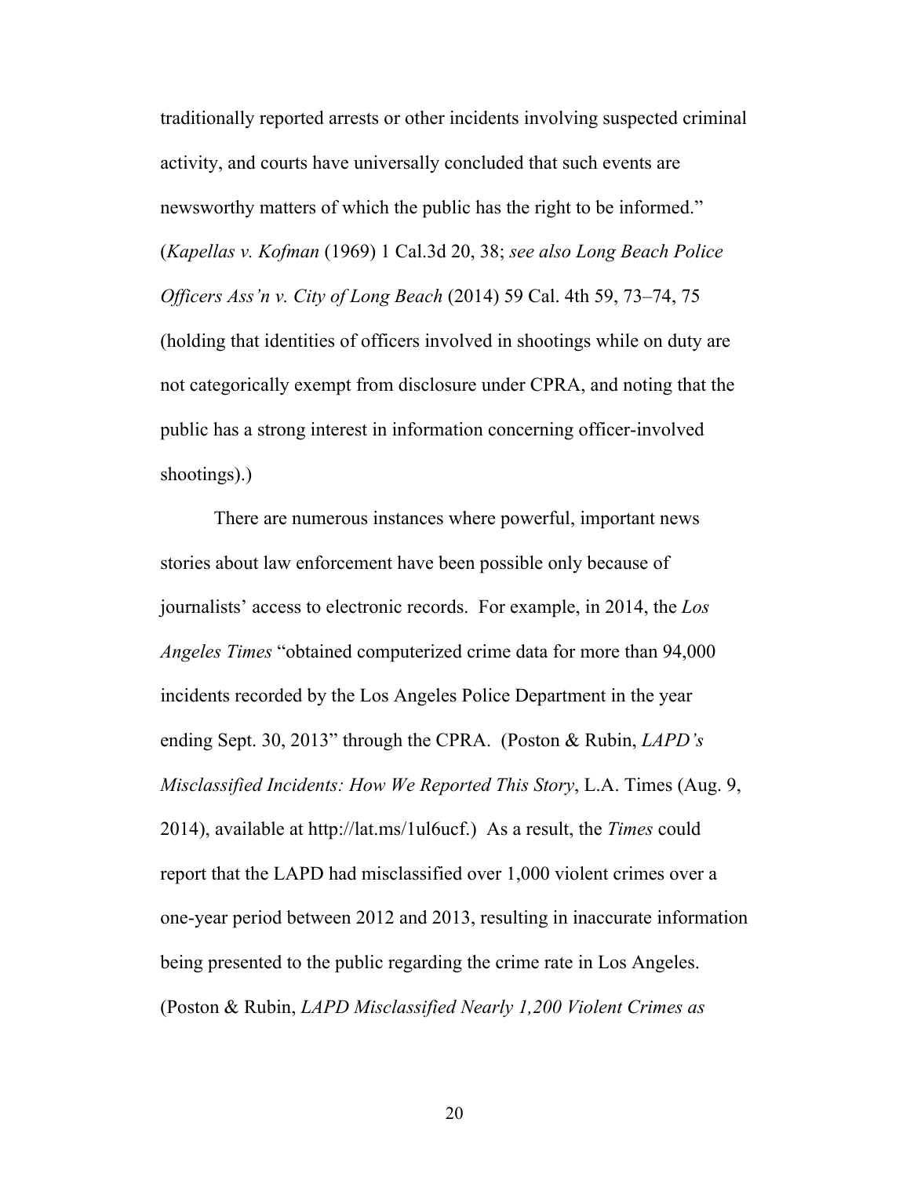traditionally reported arrests or other incidents involving suspected criminal activity, and courts have universally concluded that such events are newsworthy matters of which the public has the right to be informed." (*Kapellas v. Kofman* (1969) 1 Cal.3d 20, 38; *see also Long Beach Police Officers Ass'n v. City of Long Beach* (2014) 59 Cal. 4th 59, 73–74, 75 (holding that identities of officers involved in shootings while on duty are not categorically exempt from disclosure under CPRA, and noting that the public has a strong interest in information concerning officer-involved shootings).)

There are numerous instances where powerful, important news stories about law enforcement have been possible only because of journalists' access to electronic records. For example, in 2014, the *Los Angeles Times* "obtained computerized crime data for more than 94,000 incidents recorded by the Los Angeles Police Department in the year ending Sept. 30, 2013" through the CPRA. (Poston & Rubin, *LAPD's Misclassified Incidents: How We Reported This Story*, L.A. Times (Aug. 9, 2014), available at http://lat.ms/1ul6ucf.) As a result, the *Times* could report that the LAPD had misclassified over 1,000 violent crimes over a one-year period between 2012 and 2013, resulting in inaccurate information being presented to the public regarding the crime rate in Los Angeles. (Poston & Rubin, *LAPD Misclassified Nearly 1,200 Violent Crimes as*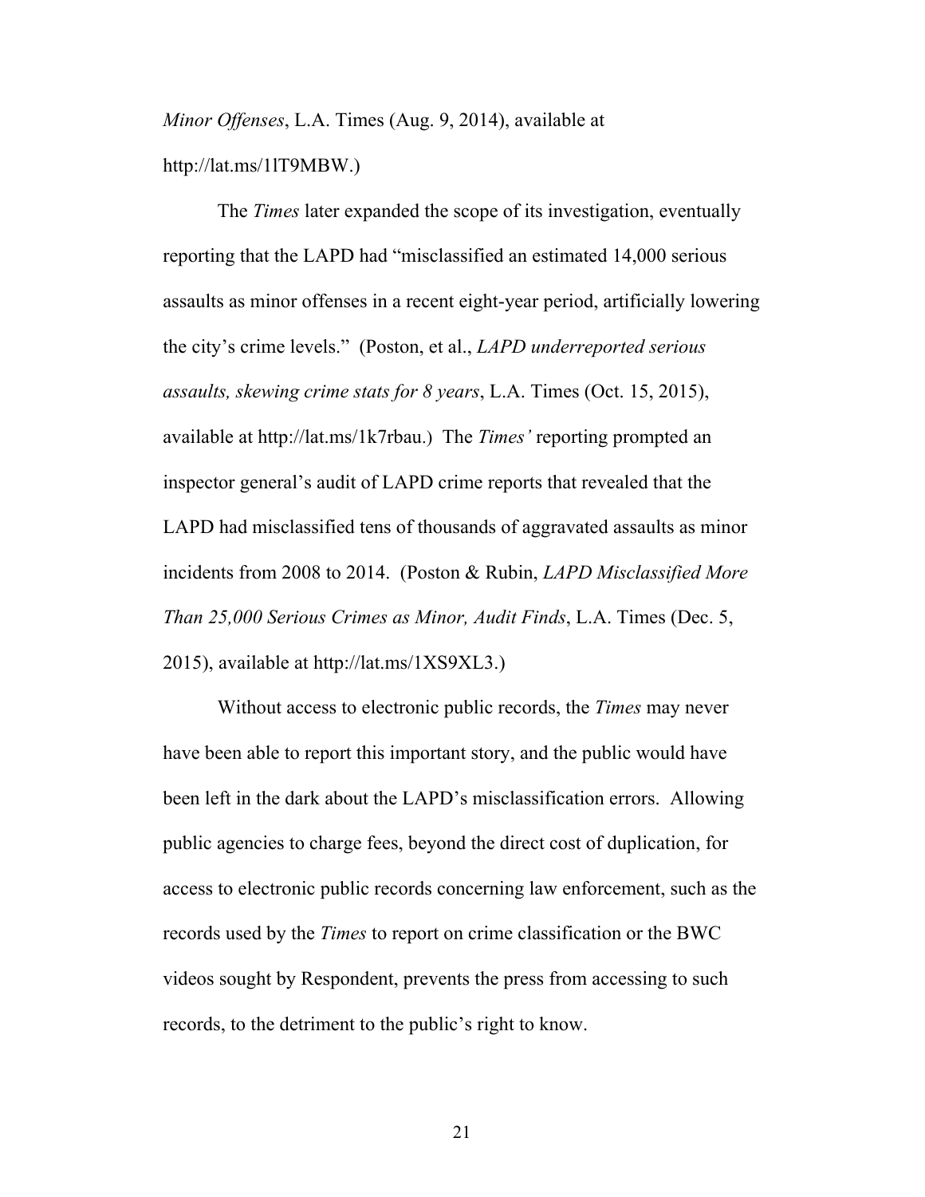*Minor Offenses*, L.A. Times (Aug. 9, 2014), available at http://lat.ms/1lT9MBW.)

The *Times* later expanded the scope of its investigation, eventually reporting that the LAPD had "misclassified an estimated 14,000 serious assaults as minor offenses in a recent eight-year period, artificially lowering the city's crime levels." (Poston, et al., *LAPD underreported serious assaults, skewing crime stats for 8 years*, L.A. Times (Oct. 15, 2015), available at http://lat.ms/1k7rbau.) The *Times'* reporting prompted an inspector general's audit of LAPD crime reports that revealed that the LAPD had misclassified tens of thousands of aggravated assaults as minor incidents from 2008 to 2014. (Poston & Rubin, *LAPD Misclassified More Than 25,000 Serious Crimes as Minor, Audit Finds*, L.A. Times (Dec. 5, 2015), available at http://lat.ms/1XS9XL3.)

Without access to electronic public records, the *Times* may never have been able to report this important story, and the public would have been left in the dark about the LAPD's misclassification errors. Allowing public agencies to charge fees, beyond the direct cost of duplication, for access to electronic public records concerning law enforcement, such as the records used by the *Times* to report on crime classification or the BWC videos sought by Respondent, prevents the press from accessing to such records, to the detriment to the public's right to know.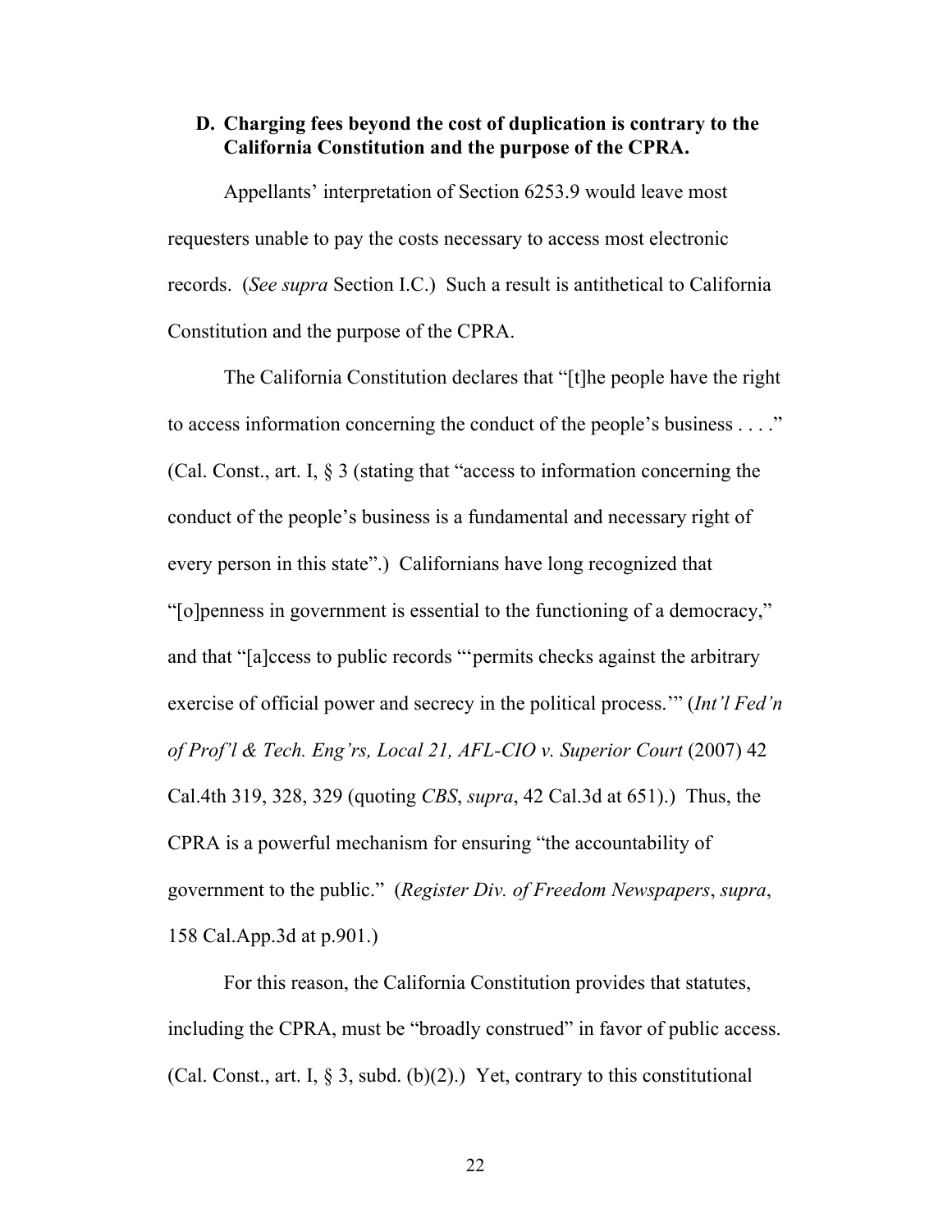### D. Charging fees beyond the cost of duplication is contrary to the California Constitution and the purpose of the CPRA.

Appellants' interpretation of Section 6253.9 would leave most requesters unable to pay the costs necessary to access most electronic records. (*See supra* Section I.C.) Such a result is antithetical to California Constitution and the purpose of the CPRA.

The California Constitution declares that "[t]he people have the right to access information concerning the conduct of the people's business . . . ." (Cal. Const., art. I, § 3 (stating that "access to information concerning the conduct of the people's business is a fundamental and necessary right of every person in this state".) Californians have long recognized that "[o]penness in government is essential to the functioning of a democracy," and that "[a]ccess to public records "'permits checks against the arbitrary exercise of official power and secrecy in the political process.'" (*Int'l Fed'n of Prof'l & Tech. Eng'rs, Local 21, AFL-CIO v. Superior Court* (2007) 42 Cal.4th 319, 328, 329 (quoting *CBS*, *supra*, 42 Cal.3d at 651).) Thus, the CPRA is a powerful mechanism for ensuring "the accountability of government to the public." (*Register Div. of Freedom Newspapers*, *supra*, 158 Cal.App.3d at p.901.)

For this reason, the California Constitution provides that statutes, including the CPRA, must be "broadly construed" in favor of public access. (Cal. Const., art. I, § 3, subd. (b)(2).) Yet, contrary to this constitutional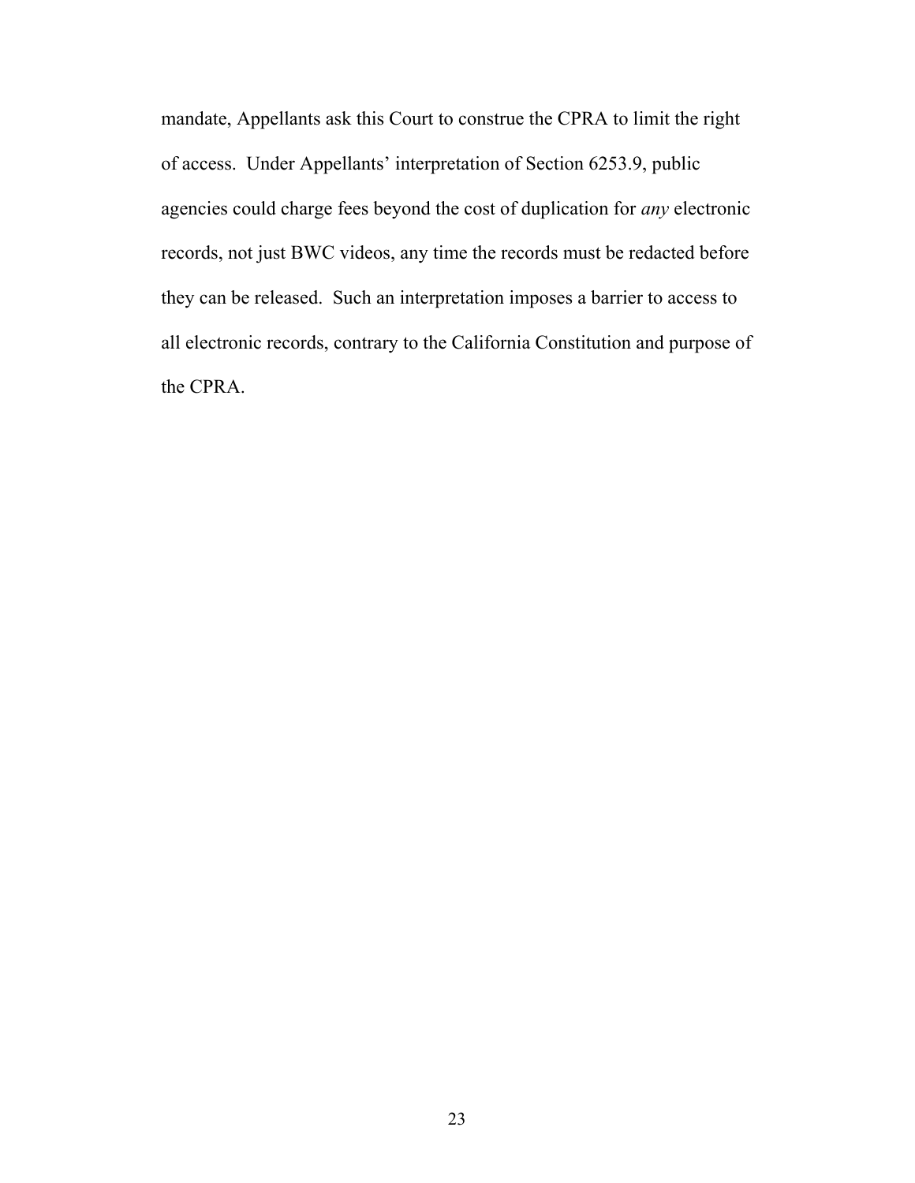mandate, Appellants ask this Court to construe the CPRA to limit the right of access. Under Appellants' interpretation of Section 6253.9, public agencies could charge fees beyond the cost of duplication for *any* electronic records, not just BWC videos, any time the records must be redacted before they can be released. Such an interpretation imposes a barrier to access to all electronic records, contrary to the California Constitution and purpose of the CPRA.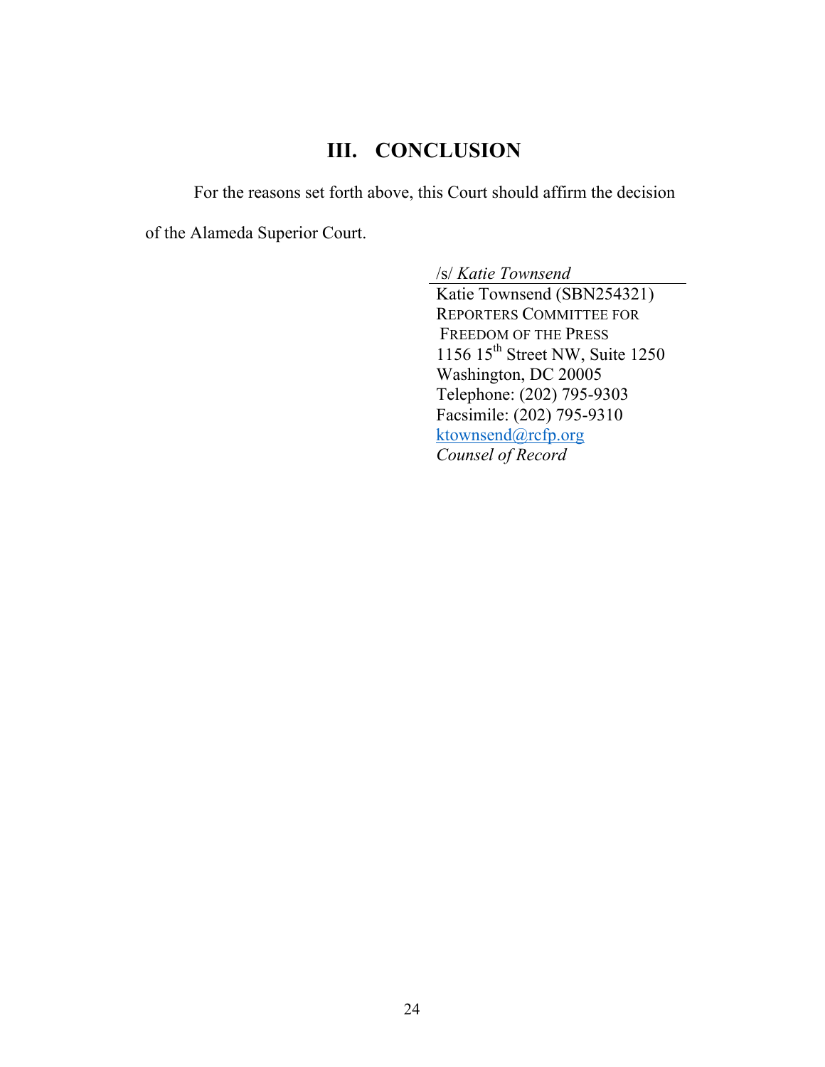## III. CONCLUSION

For the reasons set forth above, this Court should affirm the decision of the Alameda Superior Court.

/s/ *Katie Townsend*
Katie Townsend (SBN254321)
REPORTERS COMMITTEE FOR
FREEDOM OF THE PRESS
1156 15th Street NW, Suite 1250
Washington, DC 20005
Telephone: (202) 795-9303
Facsimile: (202) 795-9310
ktownsend@rcfp.org
*Counsel of Record*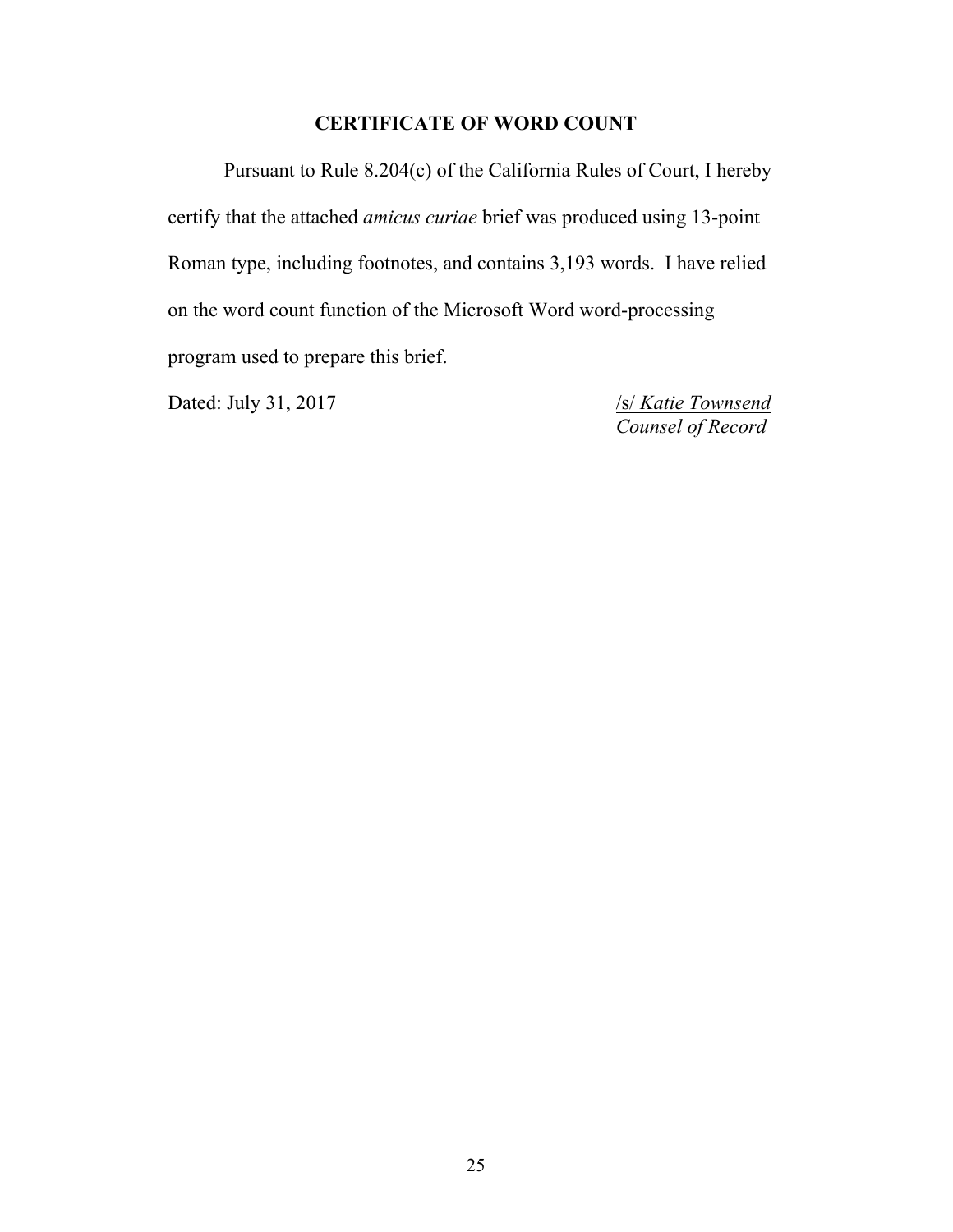## CERTIFICATE OF WORD COUNT

Pursuant to Rule 8.204(c) of the California Rules of Court, I hereby certify that the attached *amicus curiae* brief was produced using 13-point Roman type, including footnotes, and contains 3,193 words. I have relied on the word count function of the Microsoft Word word-processing program used to prepare this brief.

Dated: July 31, 2017

/s/ *Katie Townsend*
*Counsel of Record*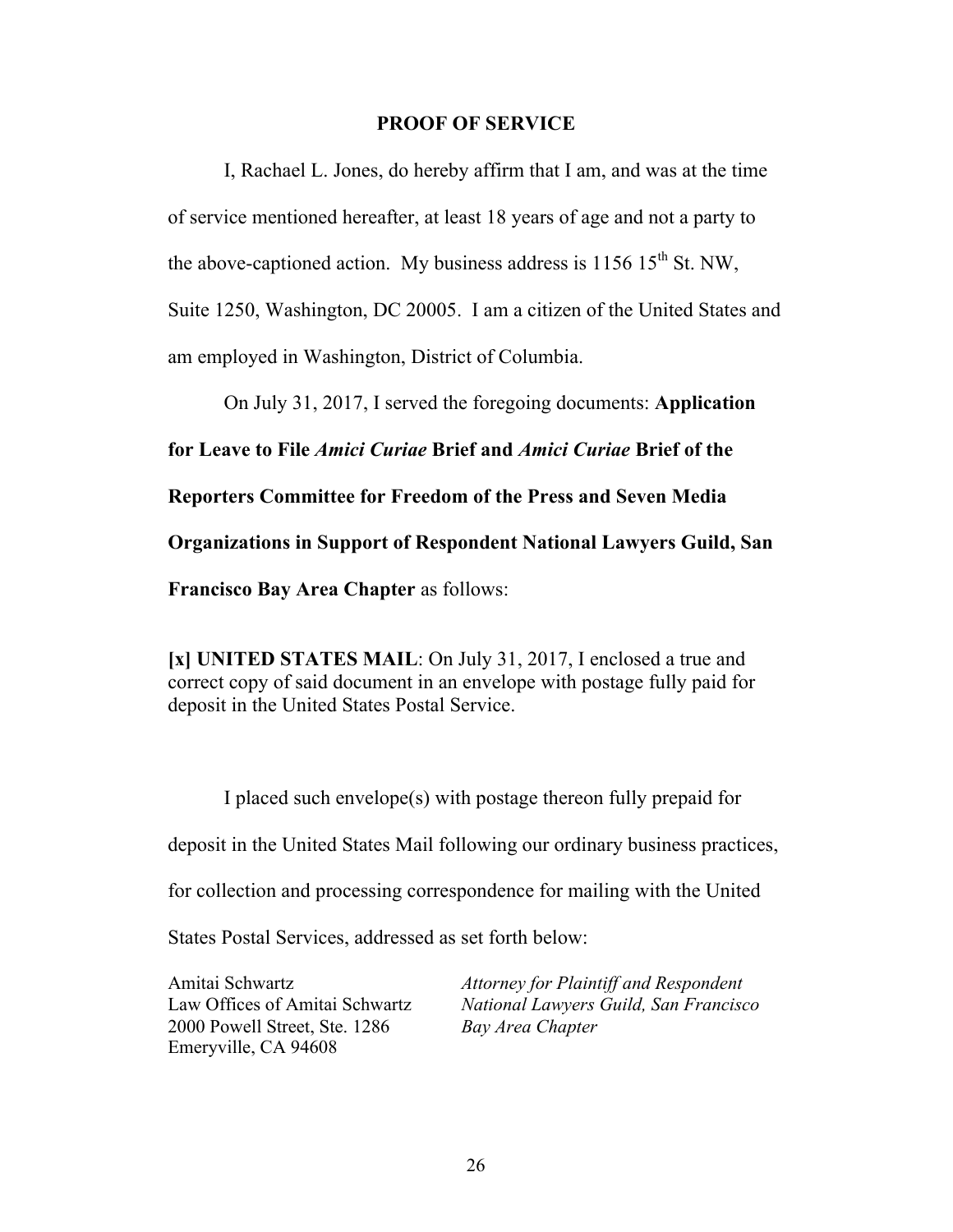# PROOF OF SERVICE

I, Rachael L. Jones, do hereby affirm that I am, and was at the time of service mentioned hereafter, at least 18 years of age and not a party to the above-captioned action. My business address is 1156 15th St. NW, Suite 1250, Washington, DC 20005. I am a citizen of the United States and am employed in Washington, District of Columbia.

On July 31, 2017, I served the foregoing documents: **Application for Leave to File *Amici Curiae* Brief and *Amici Curiae* Brief of the Reporters Committee for Freedom of the Press and Seven Media Organizations in Support of Respondent National Lawyers Guild, San Francisco Bay Area Chapter** as follows:

**[x] UNITED STATES MAIL**: On July 31, 2017, I enclosed a true and correct copy of said document in an envelope with postage fully paid for deposit in the United States Postal Service.

I placed such envelope(s) with postage thereon fully prepaid for deposit in the United States Mail following our ordinary business practices, for collection and processing correspondence for mailing with the United States Postal Services, addressed as set forth below:

| | |
|---|---|
| Amitai Schwartz<br>Law Offices of Amitai Schwartz<br>2000 Powell Street, Ste. 1286<br>Emeryville, CA 94608 | *Attorney for Plaintiff and Respondent National Lawyers Guild, San Francisco Bay Area Chapter* |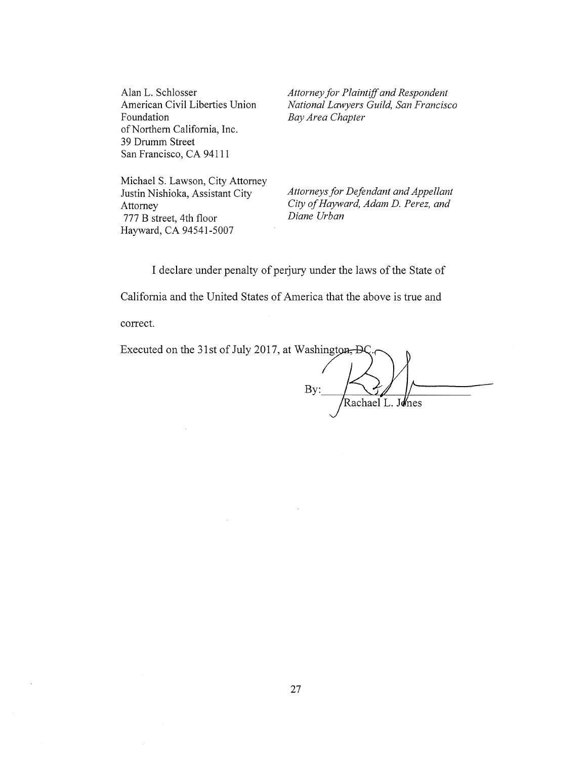| | |
|---|---|
| Alan L. Schlosser<br>American Civil Liberties Union Foundation<br>of Northern California, Inc.<br>39 Drumm Street<br>San Francisco, CA 94111 | *Attorney for Plaintiff and Respondent National Lawyers Guild, San Francisco Bay Area Chapter* |
| Michael S. Lawson, City Attorney<br>Justin Nishioka, Assistant City Attorney<br>777 B street, 4th floor<br>Hayward, CA 94541-5007 | *Attorneys for Defendant and Appellant City of Hayward, Adam D. Perez, and Diane Urban* |

I declare under penalty of perjury under the laws of the State of California and the United States of America that the above is true and correct.

Executed on the 31st of July 2017, at Washington, DC.

By: ______________________
Rachael L. Jones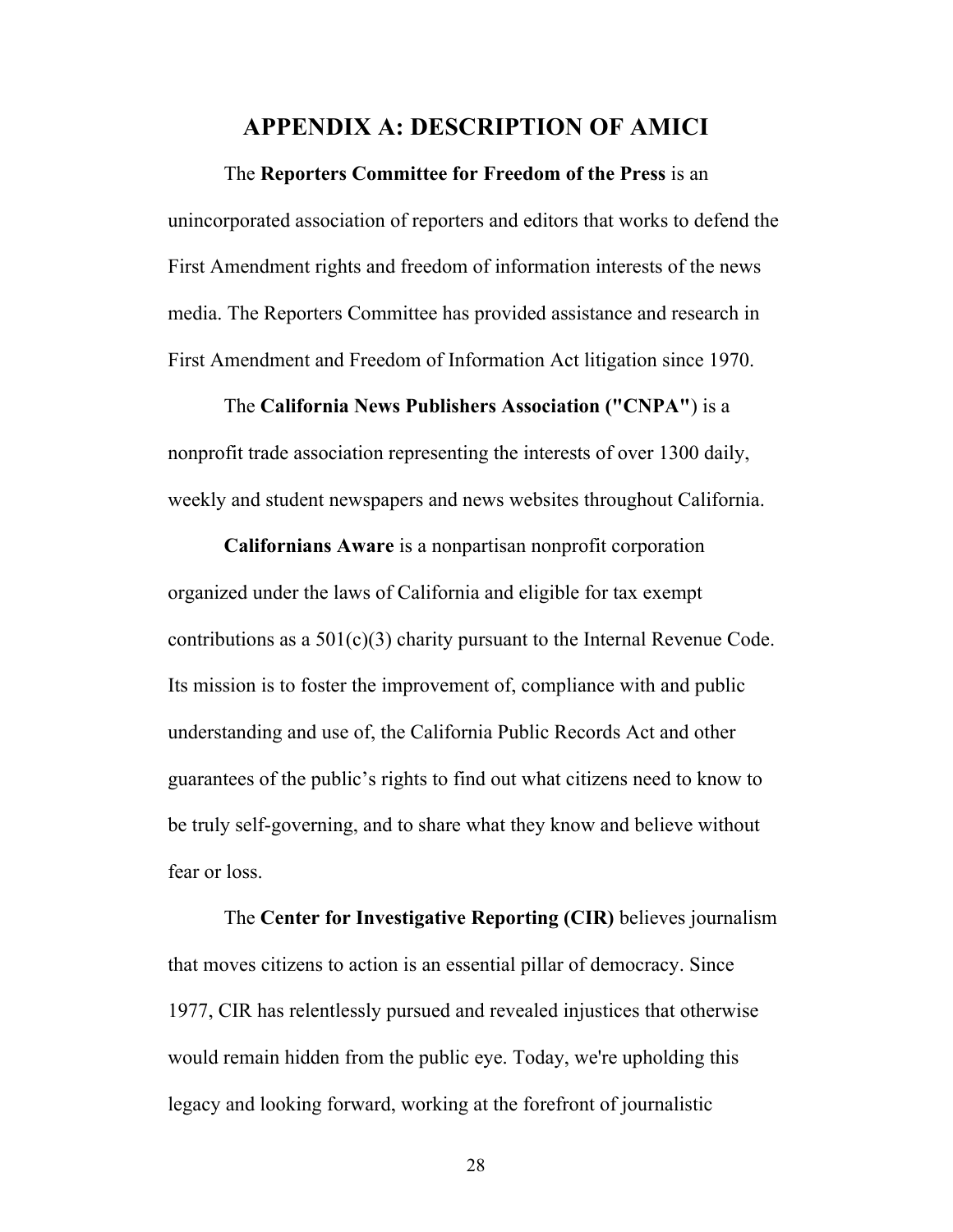# APPENDIX A: DESCRIPTION OF AMICI

The **Reporters Committee for Freedom of the Press** is an unincorporated association of reporters and editors that works to defend the First Amendment rights and freedom of information interests of the news media. The Reporters Committee has provided assistance and research in First Amendment and Freedom of Information Act litigation since 1970.

The **California News Publishers Association ("CNPA"**) is a nonprofit trade association representing the interests of over 1300 daily, weekly and student newspapers and news websites throughout California.

**Californians Aware** is a nonpartisan nonprofit corporation organized under the laws of California and eligible for tax exempt contributions as a 501(c)(3) charity pursuant to the Internal Revenue Code. Its mission is to foster the improvement of, compliance with and public understanding and use of, the California Public Records Act and other guarantees of the public's rights to find out what citizens need to know to be truly self-governing, and to share what they know and believe without fear or loss.

The **Center for Investigative Reporting (CIR)** believes journalism that moves citizens to action is an essential pillar of democracy. Since 1977, CIR has relentlessly pursued and revealed injustices that otherwise would remain hidden from the public eye. Today, we're upholding this legacy and looking forward, working at the forefront of journalistic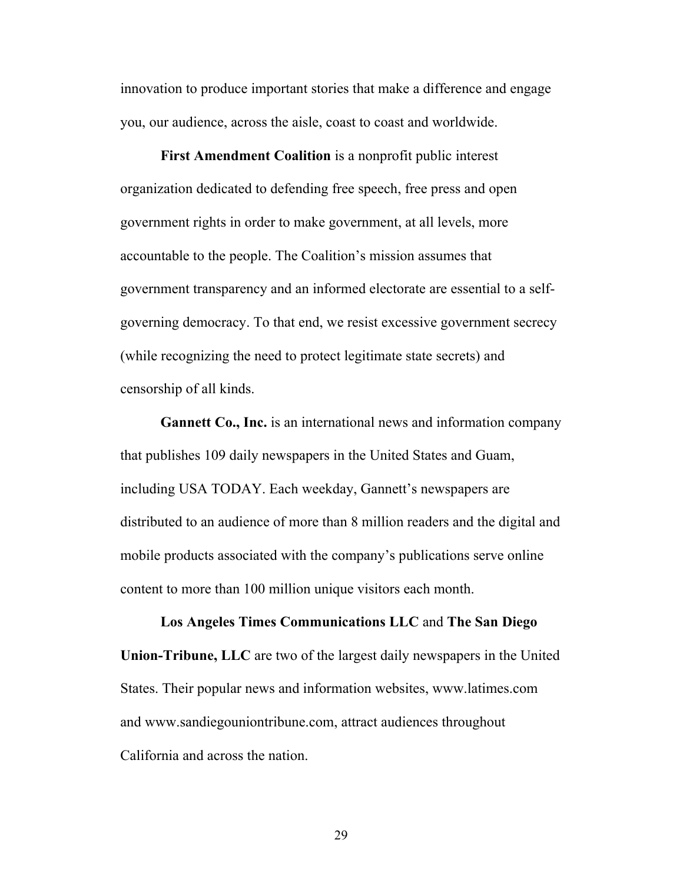innovation to produce important stories that make a difference and engage you, our audience, across the aisle, coast to coast and worldwide.

**First Amendment Coalition** is a nonprofit public interest organization dedicated to defending free speech, free press and open government rights in order to make government, at all levels, more accountable to the people. The Coalition's mission assumes that government transparency and an informed electorate are essential to a self-governing democracy. To that end, we resist excessive government secrecy (while recognizing the need to protect legitimate state secrets) and censorship of all kinds.

**Gannett Co., Inc.** is an international news and information company that publishes 109 daily newspapers in the United States and Guam, including USA TODAY. Each weekday, Gannett's newspapers are distributed to an audience of more than 8 million readers and the digital and mobile products associated with the company's publications serve online content to more than 100 million unique visitors each month.

**Los Angeles Times Communications LLC** and **The San Diego Union-Tribune, LLC** are two of the largest daily newspapers in the United States. Their popular news and information websites, www.latimes.com and www.sandiegouniontribune.com, attract audiences throughout California and across the nation.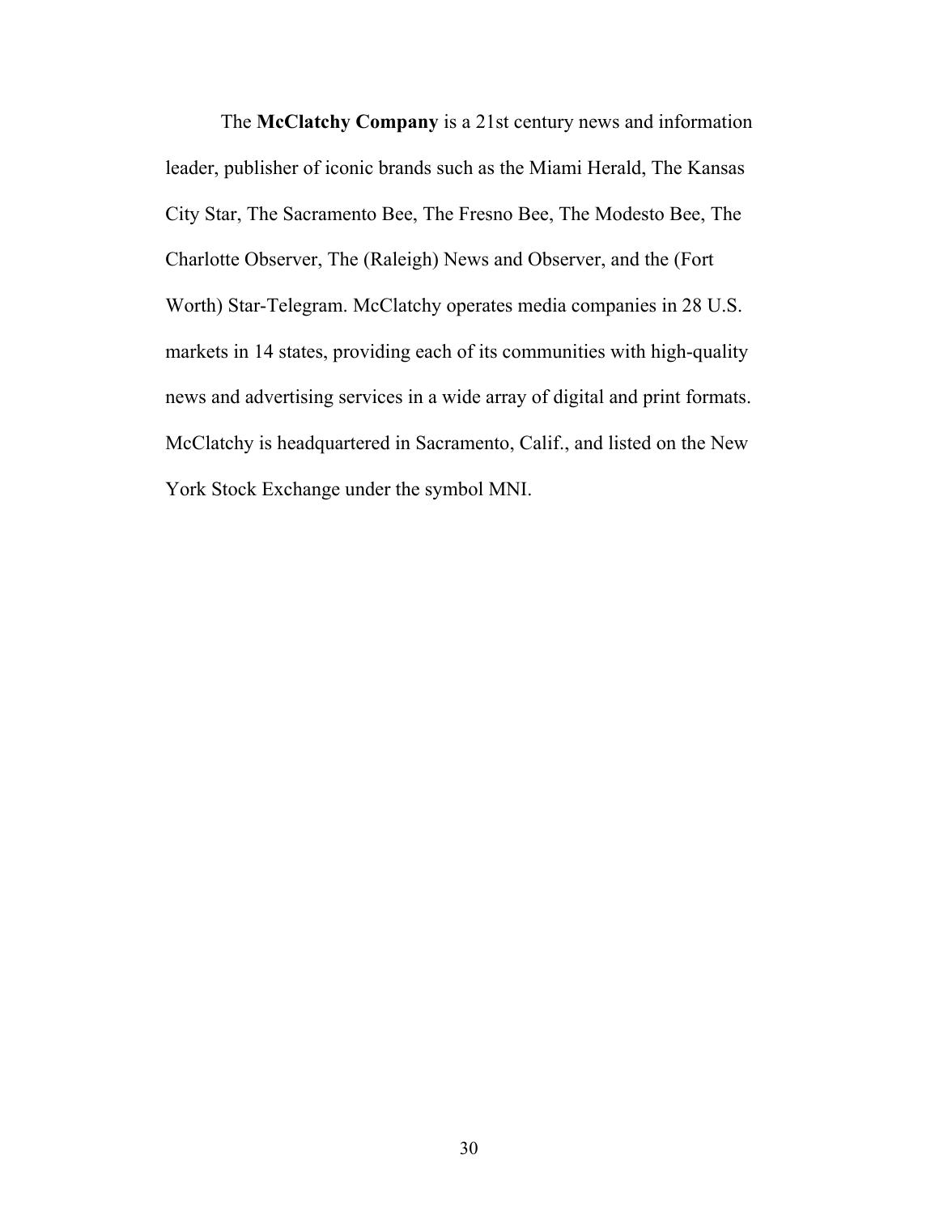The **McClatchy Company** is a 21st century news and information leader, publisher of iconic brands such as the Miami Herald, The Kansas City Star, The Sacramento Bee, The Fresno Bee, The Modesto Bee, The Charlotte Observer, The (Raleigh) News and Observer, and the (Fort Worth) Star-Telegram. McClatchy operates media companies in 28 U.S. markets in 14 states, providing each of its communities with high-quality news and advertising services in a wide array of digital and print formats. McClatchy is headquartered in Sacramento, Calif., and listed on the New York Stock Exchange under the symbol MNI.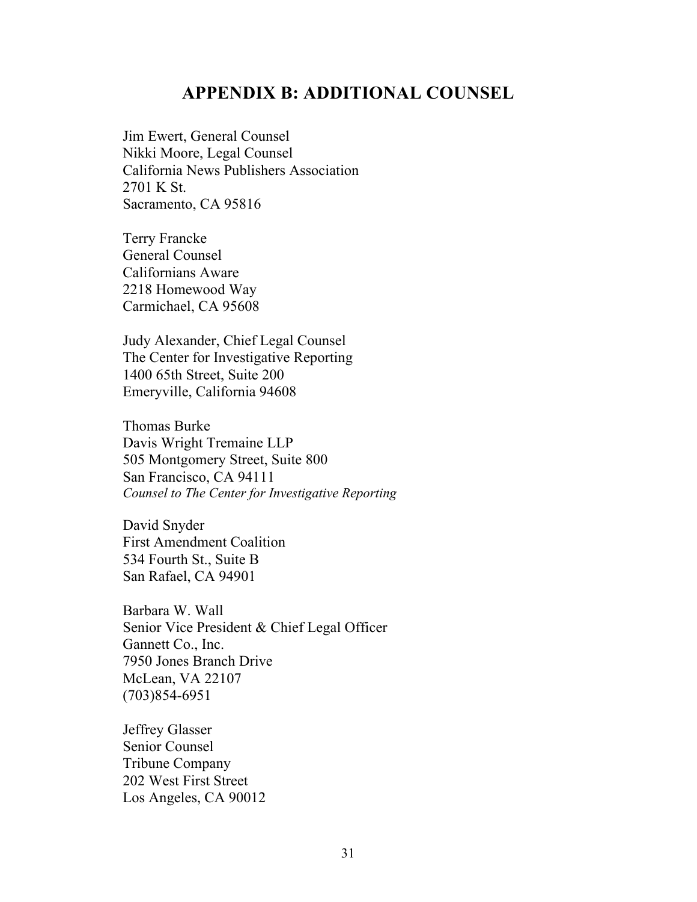# APPENDIX B: ADDITIONAL COUNSEL

Jim Ewert, General Counsel  
Nikki Moore, Legal Counsel  
California News Publishers Association  
2701 K St.  
Sacramento, CA 95816

Terry Francke  
General Counsel  
Californians Aware  
2218 Homewood Way  
Carmichael, CA 95608

Judy Alexander, Chief Legal Counsel  
The Center for Investigative Reporting  
1400 65th Street, Suite 200  
Emeryville, California 94608

Thomas Burke  
Davis Wright Tremaine LLP  
505 Montgomery Street, Suite 800  
San Francisco, CA 94111  
*Counsel to The Center for Investigative Reporting*

David Snyder  
First Amendment Coalition  
534 Fourth St., Suite B  
San Rafael, CA 94901

Barbara W. Wall  
Senior Vice President & Chief Legal Officer  
Gannett Co., Inc.  
7950 Jones Branch Drive  
McLean, VA 22107  
(703)854-6951

Jeffrey Glasser  
Senior Counsel  
Tribune Company  
202 West First Street  
Los Angeles, CA 90012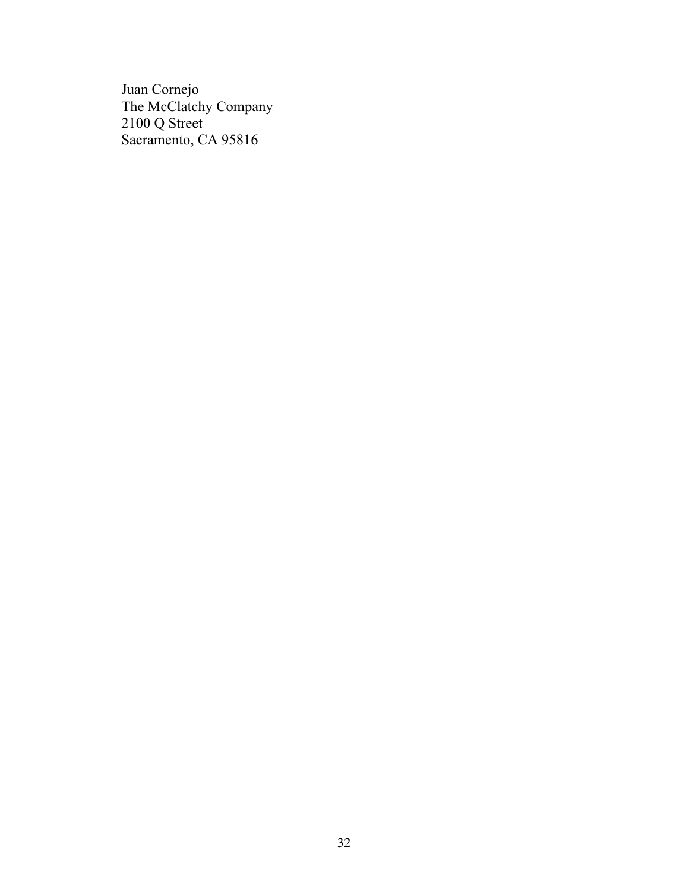Juan Cornejo
The McClatchy Company
2100 Q Street
Sacramento, CA 95816